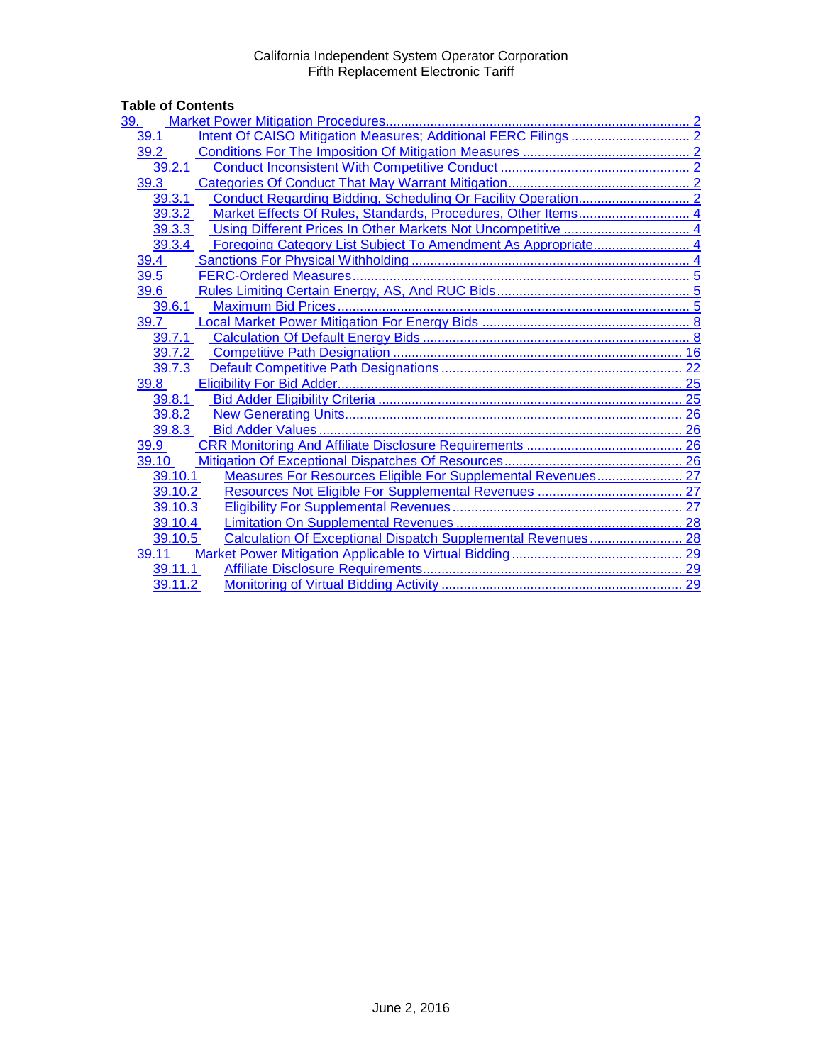California Independent System Operator Corporation
Fifth Replacement Electronic Tariff

**Table of Contents**

- 39. Market Power Mitigation Procedures ..... 2
  - 39.1 Intent Of CAISO Mitigation Measures; Additional FERC Filings ..... 2
  - 39.2 Conditions For The Imposition Of Mitigation Measures ..... 2
    - 39.2.1 Conduct Inconsistent With Competitive Conduct ..... 2
  - 39.3 Categories Of Conduct That May Warrant Mitigation ..... 2
    - 39.3.1 Conduct Regarding Bidding, Scheduling Or Facility Operation ..... 2
    - 39.3.2 Market Effects Of Rules, Standards, Procedures, Other Items ..... 4
    - 39.3.3 Using Different Prices In Other Markets Not Uncompetitive ..... 4
    - 39.3.4 Foregoing Category List Subject To Amendment As Appropriate ..... 4
  - 39.4 Sanctions For Physical Withholding ..... 4
  - 39.5 FERC-Ordered Measures ..... 5
  - 39.6 Rules Limiting Certain Energy, AS, And RUC Bids ..... 5
    - 39.6.1 Maximum Bid Prices ..... 5
  - 39.7 Local Market Power Mitigation For Energy Bids ..... 8
    - 39.7.1 Calculation Of Default Energy Bids ..... 8
    - 39.7.2 Competitive Path Designation ..... 16
    - 39.7.3 Default Competitive Path Designations ..... 22
  - 39.8 Eligibility For Bid Adder ..... 25
    - 39.8.1 Bid Adder Eligibility Criteria ..... 25
    - 39.8.2 New Generating Units ..... 26
    - 39.8.3 Bid Adder Values ..... 26
  - 39.9 CRR Monitoring And Affiliate Disclosure Requirements ..... 26
  - 39.10 Mitigation Of Exceptional Dispatches Of Resources ..... 26
    - 39.10.1 Measures For Resources Eligible For Supplemental Revenues ..... 27
    - 39.10.2 Resources Not Eligible For Supplemental Revenues ..... 27
    - 39.10.3 Eligibility For Supplemental Revenues ..... 27
    - 39.10.4 Limitation On Supplemental Revenues ..... 28
    - 39.10.5 Calculation Of Exceptional Dispatch Supplemental Revenues ..... 28
  - 39.11 Market Power Mitigation Applicable to Virtual Bidding ..... 29
    - 39.11.1 Affiliate Disclosure Requirements ..... 29
    - 39.11.2 Monitoring of Virtual Bidding Activity ..... 29

June 2, 2016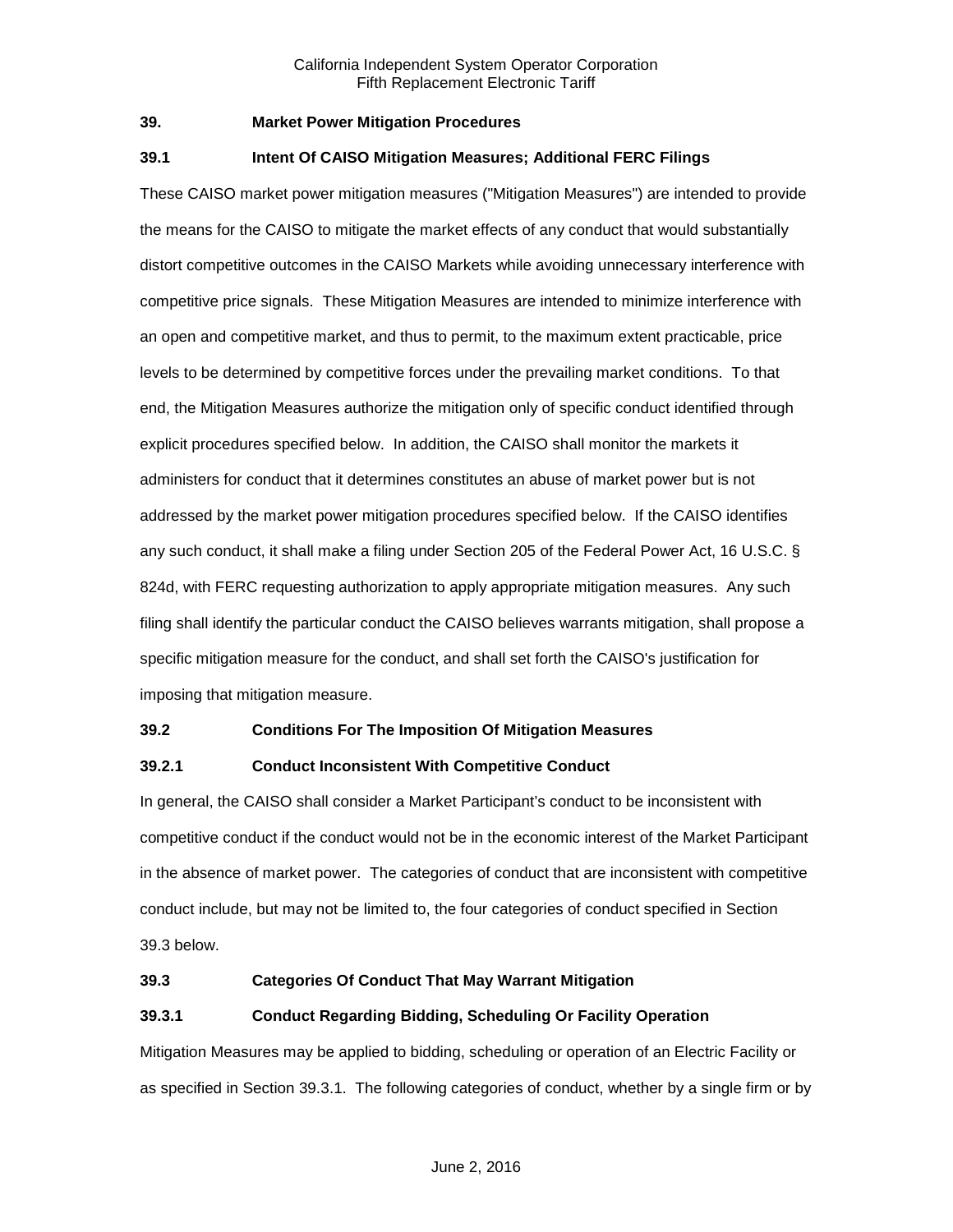## 39. Market Power Mitigation Procedures

### 39.1 Intent Of CAISO Mitigation Measures; Additional FERC Filings

These CAISO market power mitigation measures ("Mitigation Measures") are intended to provide the means for the CAISO to mitigate the market effects of any conduct that would substantially distort competitive outcomes in the CAISO Markets while avoiding unnecessary interference with competitive price signals. These Mitigation Measures are intended to minimize interference with an open and competitive market, and thus to permit, to the maximum extent practicable, price levels to be determined by competitive forces under the prevailing market conditions. To that end, the Mitigation Measures authorize the mitigation only of specific conduct identified through explicit procedures specified below. In addition, the CAISO shall monitor the markets it administers for conduct that it determines constitutes an abuse of market power but is not addressed by the market power mitigation procedures specified below. If the CAISO identifies any such conduct, it shall make a filing under Section 205 of the Federal Power Act, 16 U.S.C. § 824d, with FERC requesting authorization to apply appropriate mitigation measures. Any such filing shall identify the particular conduct the CAISO believes warrants mitigation, shall propose a specific mitigation measure for the conduct, and shall set forth the CAISO's justification for imposing that mitigation measure.

### 39.2 Conditions For The Imposition Of Mitigation Measures

#### 39.2.1 Conduct Inconsistent With Competitive Conduct

In general, the CAISO shall consider a Market Participant's conduct to be inconsistent with competitive conduct if the conduct would not be in the economic interest of the Market Participant in the absence of market power. The categories of conduct that are inconsistent with competitive conduct include, but may not be limited to, the four categories of conduct specified in Section 39.3 below.

### 39.3 Categories Of Conduct That May Warrant Mitigation

#### 39.3.1 Conduct Regarding Bidding, Scheduling Or Facility Operation

Mitigation Measures may be applied to bidding, scheduling or operation of an Electric Facility or as specified in Section 39.3.1. The following categories of conduct, whether by a single firm or by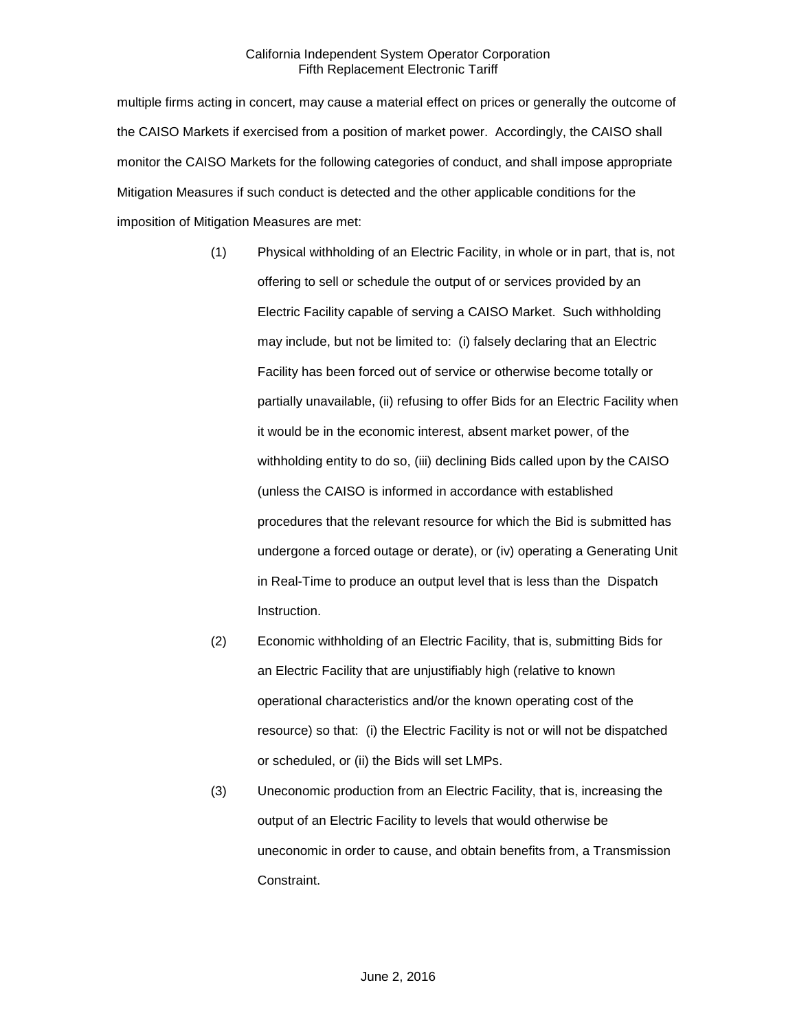multiple firms acting in concert, may cause a material effect on prices or generally the outcome of the CAISO Markets if exercised from a position of market power. Accordingly, the CAISO shall monitor the CAISO Markets for the following categories of conduct, and shall impose appropriate Mitigation Measures if such conduct is detected and the other applicable conditions for the imposition of Mitigation Measures are met:

(1) Physical withholding of an Electric Facility, in whole or in part, that is, not offering to sell or schedule the output of or services provided by an Electric Facility capable of serving a CAISO Market. Such withholding may include, but not be limited to: (i) falsely declaring that an Electric Facility has been forced out of service or otherwise become totally or partially unavailable, (ii) refusing to offer Bids for an Electric Facility when it would be in the economic interest, absent market power, of the withholding entity to do so, (iii) declining Bids called upon by the CAISO (unless the CAISO is informed in accordance with established procedures that the relevant resource for which the Bid is submitted has undergone a forced outage or derate), or (iv) operating a Generating Unit in Real-Time to produce an output level that is less than the Dispatch Instruction.

(2) Economic withholding of an Electric Facility, that is, submitting Bids for an Electric Facility that are unjustifiably high (relative to known operational characteristics and/or the known operating cost of the resource) so that: (i) the Electric Facility is not or will not be dispatched or scheduled, or (ii) the Bids will set LMPs.

(3) Uneconomic production from an Electric Facility, that is, increasing the output of an Electric Facility to levels that would otherwise be uneconomic in order to cause, and obtain benefits from, a Transmission Constraint.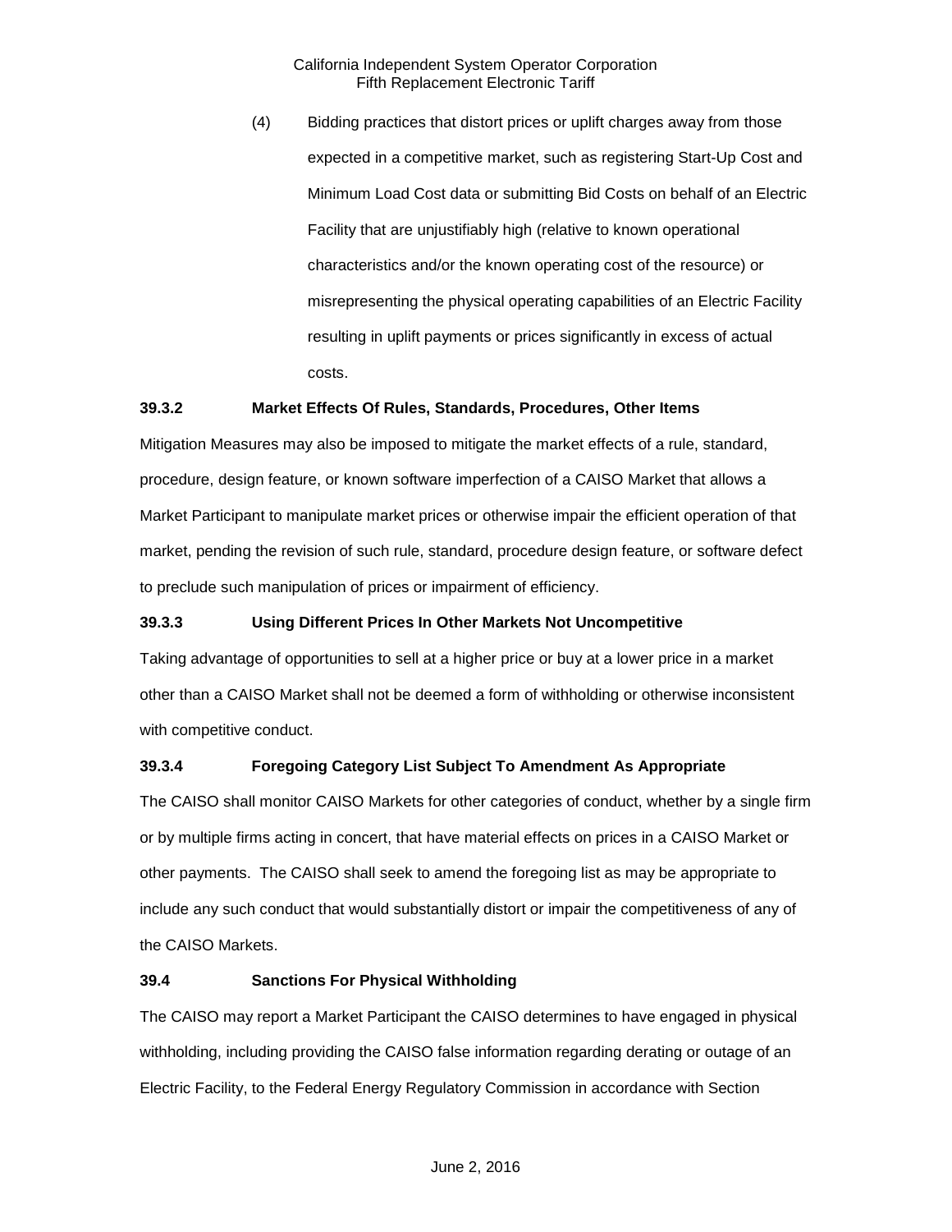(4) Bidding practices that distort prices or uplift charges away from those expected in a competitive market, such as registering Start-Up Cost and Minimum Load Cost data or submitting Bid Costs on behalf of an Electric Facility that are unjustifiably high (relative to known operational characteristics and/or the known operating cost of the resource) or misrepresenting the physical operating capabilities of an Electric Facility resulting in uplift payments or prices significantly in excess of actual costs.

### 39.3.2 Market Effects Of Rules, Standards, Procedures, Other Items

Mitigation Measures may also be imposed to mitigate the market effects of a rule, standard, procedure, design feature, or known software imperfection of a CAISO Market that allows a Market Participant to manipulate market prices or otherwise impair the efficient operation of that market, pending the revision of such rule, standard, procedure design feature, or software defect to preclude such manipulation of prices or impairment of efficiency.

### 39.3.3 Using Different Prices In Other Markets Not Uncompetitive

Taking advantage of opportunities to sell at a higher price or buy at a lower price in a market other than a CAISO Market shall not be deemed a form of withholding or otherwise inconsistent with competitive conduct.

### 39.3.4 Foregoing Category List Subject To Amendment As Appropriate

The CAISO shall monitor CAISO Markets for other categories of conduct, whether by a single firm or by multiple firms acting in concert, that have material effects on prices in a CAISO Market or other payments. The CAISO shall seek to amend the foregoing list as may be appropriate to include any such conduct that would substantially distort or impair the competitiveness of any of the CAISO Markets.

## 39.4 Sanctions For Physical Withholding

The CAISO may report a Market Participant the CAISO determines to have engaged in physical withholding, including providing the CAISO false information regarding derating or outage of an Electric Facility, to the Federal Energy Regulatory Commission in accordance with Section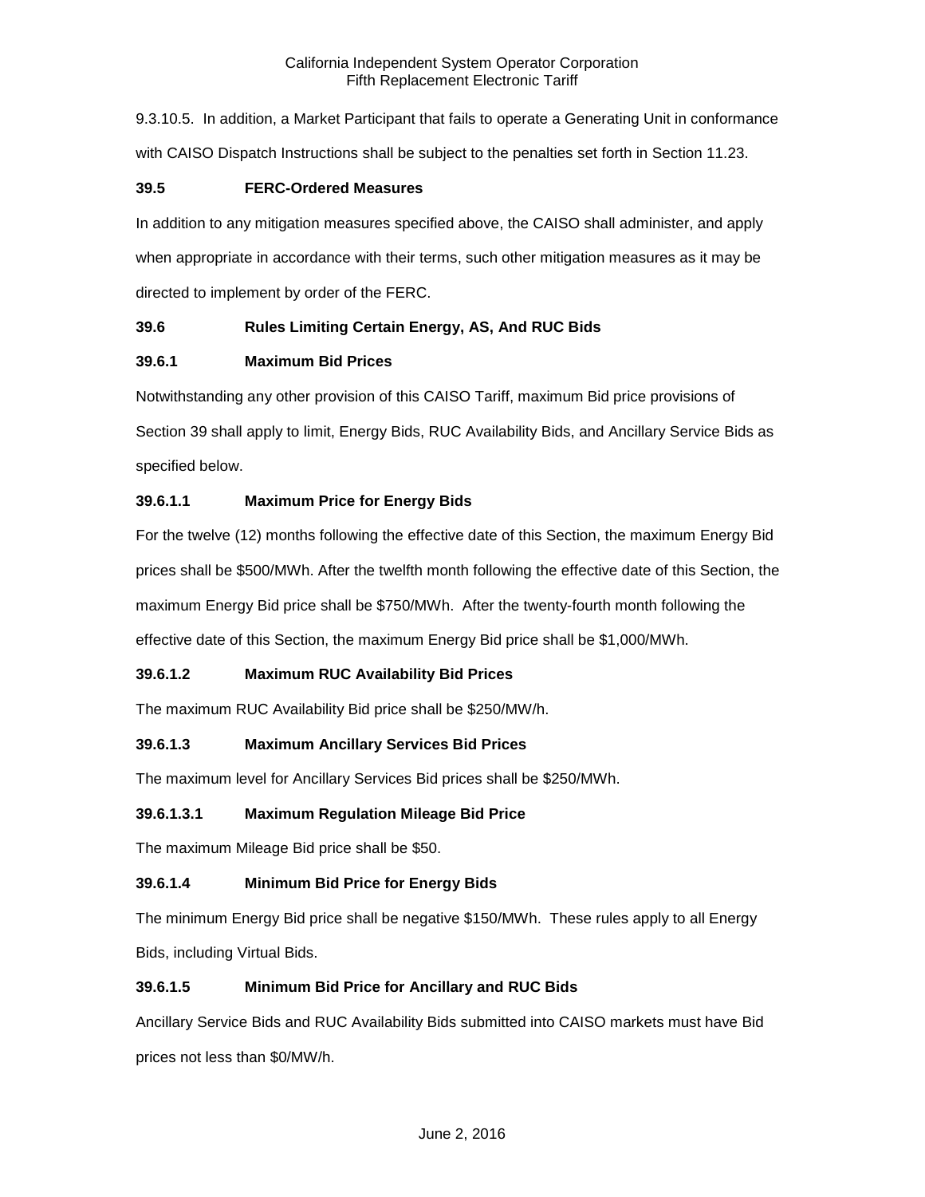9.3.10.5. In addition, a Market Participant that fails to operate a Generating Unit in conformance with CAISO Dispatch Instructions shall be subject to the penalties set forth in Section 11.23.

**39.5 FERC-Ordered Measures**

In addition to any mitigation measures specified above, the CAISO shall administer, and apply when appropriate in accordance with their terms, such other mitigation measures as it may be directed to implement by order of the FERC.

**39.6 Rules Limiting Certain Energy, AS, And RUC Bids**

**39.6.1 Maximum Bid Prices**

Notwithstanding any other provision of this CAISO Tariff, maximum Bid price provisions of Section 39 shall apply to limit, Energy Bids, RUC Availability Bids, and Ancillary Service Bids as specified below.

**39.6.1.1 Maximum Price for Energy Bids**

For the twelve (12) months following the effective date of this Section, the maximum Energy Bid prices shall be $500/MWh. After the twelfth month following the effective date of this Section, the maximum Energy Bid price shall be $750/MWh. After the twenty-fourth month following the effective date of this Section, the maximum Energy Bid price shall be $1,000/MWh.

**39.6.1.2 Maximum RUC Availability Bid Prices**

The maximum RUC Availability Bid price shall be $250/MW/h.

**39.6.1.3 Maximum Ancillary Services Bid Prices**

The maximum level for Ancillary Services Bid prices shall be $250/MWh.

**39.6.1.3.1 Maximum Regulation Mileage Bid Price**

The maximum Mileage Bid price shall be $50.

**39.6.1.4 Minimum Bid Price for Energy Bids**

The minimum Energy Bid price shall be negative $150/MWh. These rules apply to all Energy Bids, including Virtual Bids.

**39.6.1.5 Minimum Bid Price for Ancillary and RUC Bids**

Ancillary Service Bids and RUC Availability Bids submitted into CAISO markets must have Bid prices not less than $0/MW/h.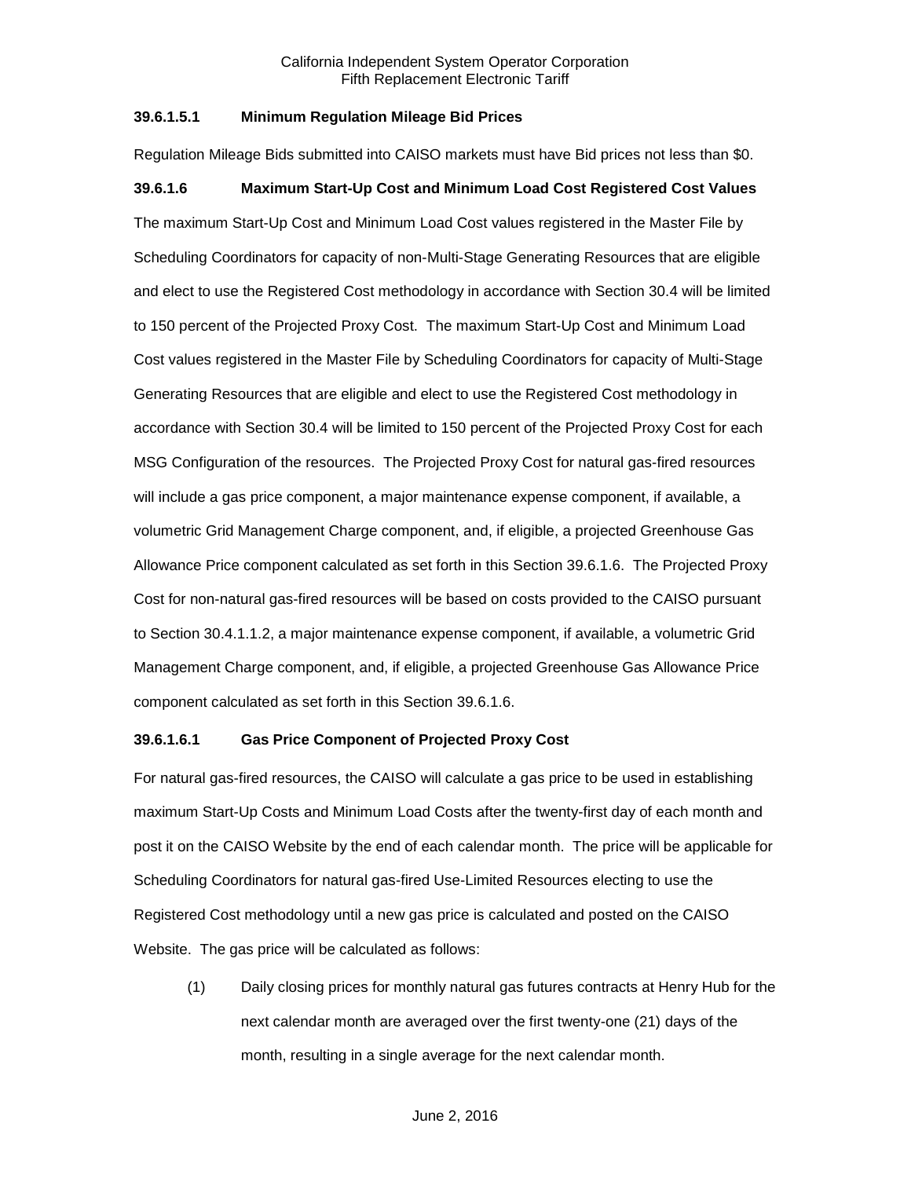### 39.6.1.5.1 Minimum Regulation Mileage Bid Prices

Regulation Mileage Bids submitted into CAISO markets must have Bid prices not less than $0.

### 39.6.1.6 Maximum Start-Up Cost and Minimum Load Cost Registered Cost Values

The maximum Start-Up Cost and Minimum Load Cost values registered in the Master File by Scheduling Coordinators for capacity of non-Multi-Stage Generating Resources that are eligible and elect to use the Registered Cost methodology in accordance with Section 30.4 will be limited to 150 percent of the Projected Proxy Cost. The maximum Start-Up Cost and Minimum Load Cost values registered in the Master File by Scheduling Coordinators for capacity of Multi-Stage Generating Resources that are eligible and elect to use the Registered Cost methodology in accordance with Section 30.4 will be limited to 150 percent of the Projected Proxy Cost for each MSG Configuration of the resources. The Projected Proxy Cost for natural gas-fired resources will include a gas price component, a major maintenance expense component, if available, a volumetric Grid Management Charge component, and, if eligible, a projected Greenhouse Gas Allowance Price component calculated as set forth in this Section 39.6.1.6. The Projected Proxy Cost for non-natural gas-fired resources will be based on costs provided to the CAISO pursuant to Section 30.4.1.1.2, a major maintenance expense component, if available, a volumetric Grid Management Charge component, and, if eligible, a projected Greenhouse Gas Allowance Price component calculated as set forth in this Section 39.6.1.6.

### 39.6.1.6.1 Gas Price Component of Projected Proxy Cost

For natural gas-fired resources, the CAISO will calculate a gas price to be used in establishing maximum Start-Up Costs and Minimum Load Costs after the twenty-first day of each month and post it on the CAISO Website by the end of each calendar month. The price will be applicable for Scheduling Coordinators for natural gas-fired Use-Limited Resources electing to use the Registered Cost methodology until a new gas price is calculated and posted on the CAISO Website. The gas price will be calculated as follows:

(1) Daily closing prices for monthly natural gas futures contracts at Henry Hub for the next calendar month are averaged over the first twenty-one (21) days of the month, resulting in a single average for the next calendar month.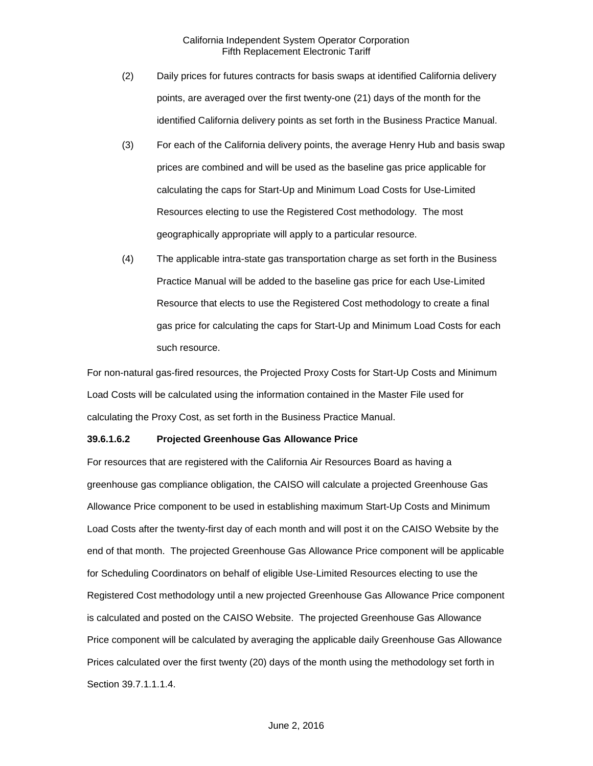(2) Daily prices for futures contracts for basis swaps at identified California delivery points, are averaged over the first twenty-one (21) days of the month for the identified California delivery points as set forth in the Business Practice Manual.

(3) For each of the California delivery points, the average Henry Hub and basis swap prices are combined and will be used as the baseline gas price applicable for calculating the caps for Start-Up and Minimum Load Costs for Use-Limited Resources electing to use the Registered Cost methodology. The most geographically appropriate will apply to a particular resource.

(4) The applicable intra-state gas transportation charge as set forth in the Business Practice Manual will be added to the baseline gas price for each Use-Limited Resource that elects to use the Registered Cost methodology to create a final gas price for calculating the caps for Start-Up and Minimum Load Costs for each such resource.

For non-natural gas-fired resources, the Projected Proxy Costs for Start-Up Costs and Minimum Load Costs will be calculated using the information contained in the Master File used for calculating the Proxy Cost, as set forth in the Business Practice Manual.

**39.6.1.6.2 Projected Greenhouse Gas Allowance Price**

For resources that are registered with the California Air Resources Board as having a greenhouse gas compliance obligation, the CAISO will calculate a projected Greenhouse Gas Allowance Price component to be used in establishing maximum Start-Up Costs and Minimum Load Costs after the twenty-first day of each month and will post it on the CAISO Website by the end of that month. The projected Greenhouse Gas Allowance Price component will be applicable for Scheduling Coordinators on behalf of eligible Use-Limited Resources electing to use the Registered Cost methodology until a new projected Greenhouse Gas Allowance Price component is calculated and posted on the CAISO Website. The projected Greenhouse Gas Allowance Price component will be calculated by averaging the applicable daily Greenhouse Gas Allowance Prices calculated over the first twenty (20) days of the month using the methodology set forth in Section 39.7.1.1.1.4.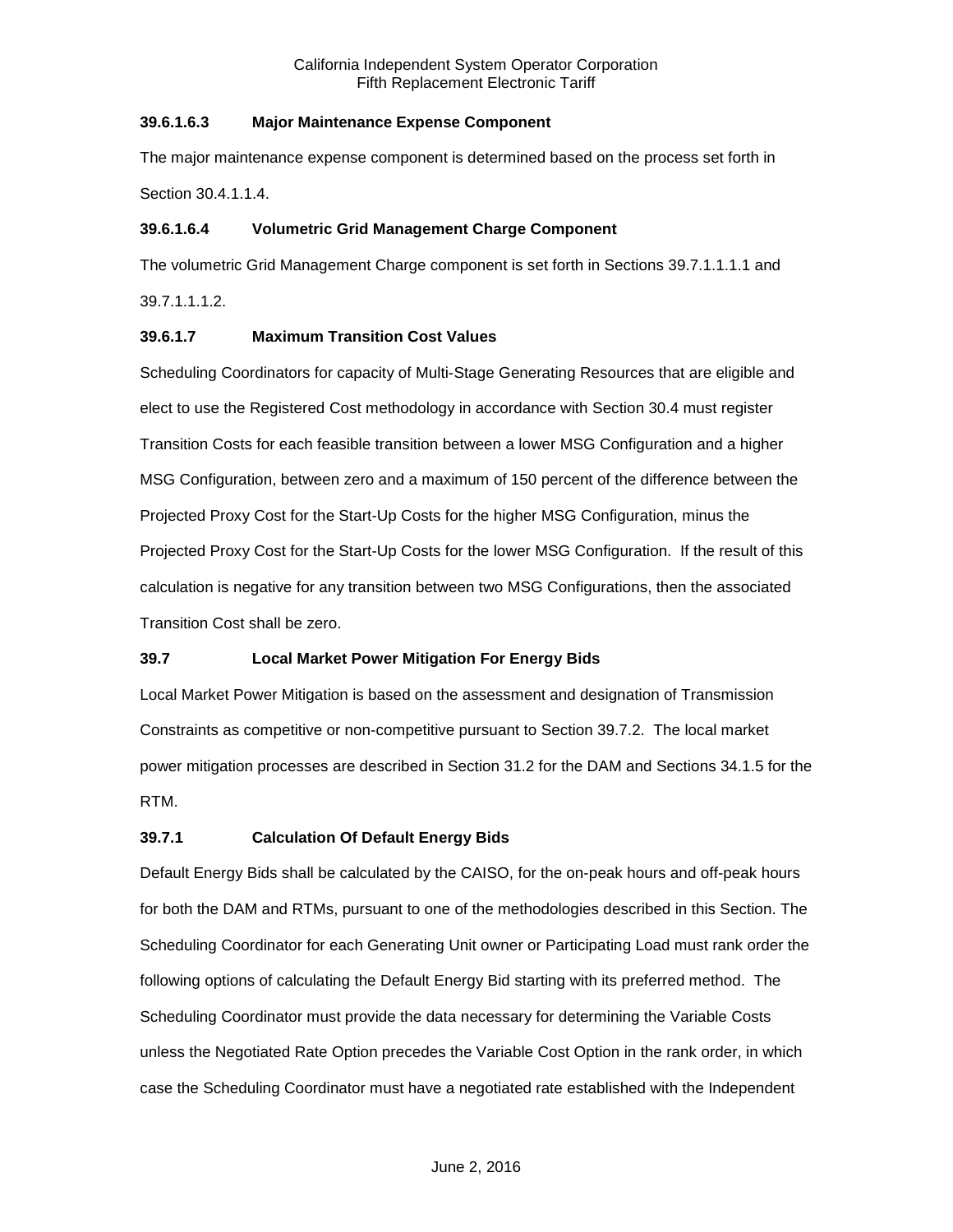### 39.6.1.6.3 Major Maintenance Expense Component

The major maintenance expense component is determined based on the process set forth in Section 30.4.1.1.4.

### 39.6.1.6.4 Volumetric Grid Management Charge Component

The volumetric Grid Management Charge component is set forth in Sections 39.7.1.1.1.1 and 39.7.1.1.1.2.

### 39.6.1.7 Maximum Transition Cost Values

Scheduling Coordinators for capacity of Multi-Stage Generating Resources that are eligible and elect to use the Registered Cost methodology in accordance with Section 30.4 must register Transition Costs for each feasible transition between a lower MSG Configuration and a higher MSG Configuration, between zero and a maximum of 150 percent of the difference between the Projected Proxy Cost for the Start-Up Costs for the higher MSG Configuration, minus the Projected Proxy Cost for the Start-Up Costs for the lower MSG Configuration. If the result of this calculation is negative for any transition between two MSG Configurations, then the associated Transition Cost shall be zero.

## 39.7 Local Market Power Mitigation For Energy Bids

Local Market Power Mitigation is based on the assessment and designation of Transmission Constraints as competitive or non-competitive pursuant to Section 39.7.2. The local market power mitigation processes are described in Section 31.2 for the DAM and Sections 34.1.5 for the RTM.

### 39.7.1 Calculation Of Default Energy Bids

Default Energy Bids shall be calculated by the CAISO, for the on-peak hours and off-peak hours for both the DAM and RTMs, pursuant to one of the methodologies described in this Section. The Scheduling Coordinator for each Generating Unit owner or Participating Load must rank order the following options of calculating the Default Energy Bid starting with its preferred method. The Scheduling Coordinator must provide the data necessary for determining the Variable Costs unless the Negotiated Rate Option precedes the Variable Cost Option in the rank order, in which case the Scheduling Coordinator must have a negotiated rate established with the Independent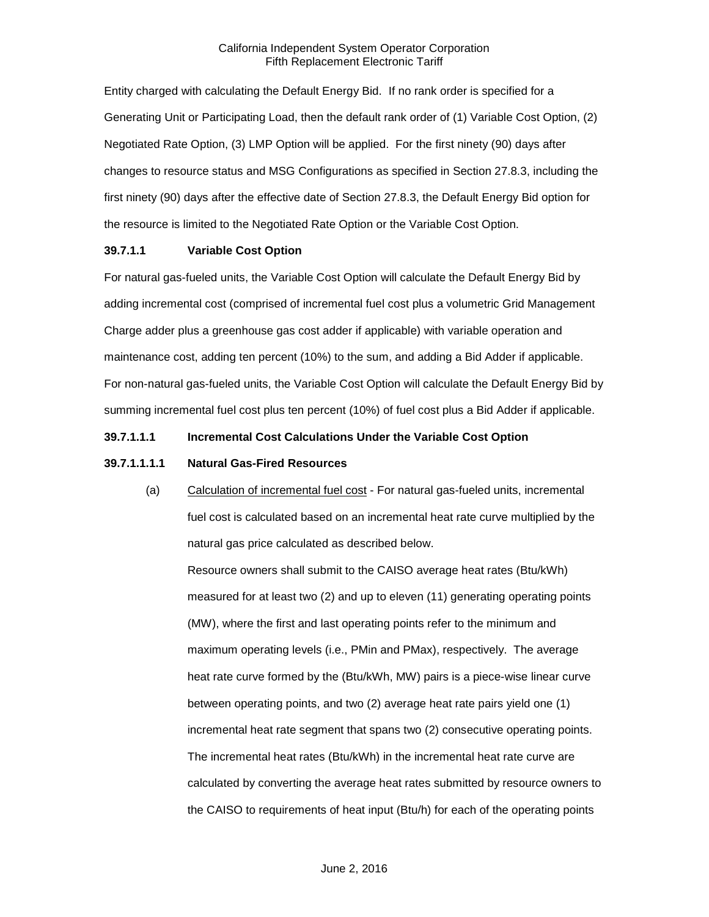Entity charged with calculating the Default Energy Bid. If no rank order is specified for a Generating Unit or Participating Load, then the default rank order of (1) Variable Cost Option, (2) Negotiated Rate Option, (3) LMP Option will be applied. For the first ninety (90) days after changes to resource status and MSG Configurations as specified in Section 27.8.3, including the first ninety (90) days after the effective date of Section 27.8.3, the Default Energy Bid option for the resource is limited to the Negotiated Rate Option or the Variable Cost Option.

**39.7.1.1 Variable Cost Option**

For natural gas-fueled units, the Variable Cost Option will calculate the Default Energy Bid by adding incremental cost (comprised of incremental fuel cost plus a volumetric Grid Management Charge adder plus a greenhouse gas cost adder if applicable) with variable operation and maintenance cost, adding ten percent (10%) to the sum, and adding a Bid Adder if applicable. For non-natural gas-fueled units, the Variable Cost Option will calculate the Default Energy Bid by summing incremental fuel cost plus ten percent (10%) of fuel cost plus a Bid Adder if applicable.

**39.7.1.1.1 Incremental Cost Calculations Under the Variable Cost Option**

**39.7.1.1.1.1 Natural Gas-Fired Resources**

(a) Calculation of incremental fuel cost - For natural gas-fueled units, incremental fuel cost is calculated based on an incremental heat rate curve multiplied by the natural gas price calculated as described below.

Resource owners shall submit to the CAISO average heat rates (Btu/kWh) measured for at least two (2) and up to eleven (11) generating operating points (MW), where the first and last operating points refer to the minimum and maximum operating levels (i.e., PMin and PMax), respectively. The average heat rate curve formed by the (Btu/kWh, MW) pairs is a piece-wise linear curve between operating points, and two (2) average heat rate pairs yield one (1) incremental heat rate segment that spans two (2) consecutive operating points. The incremental heat rates (Btu/kWh) in the incremental heat rate curve are calculated by converting the average heat rates submitted by resource owners to the CAISO to requirements of heat input (Btu/h) for each of the operating points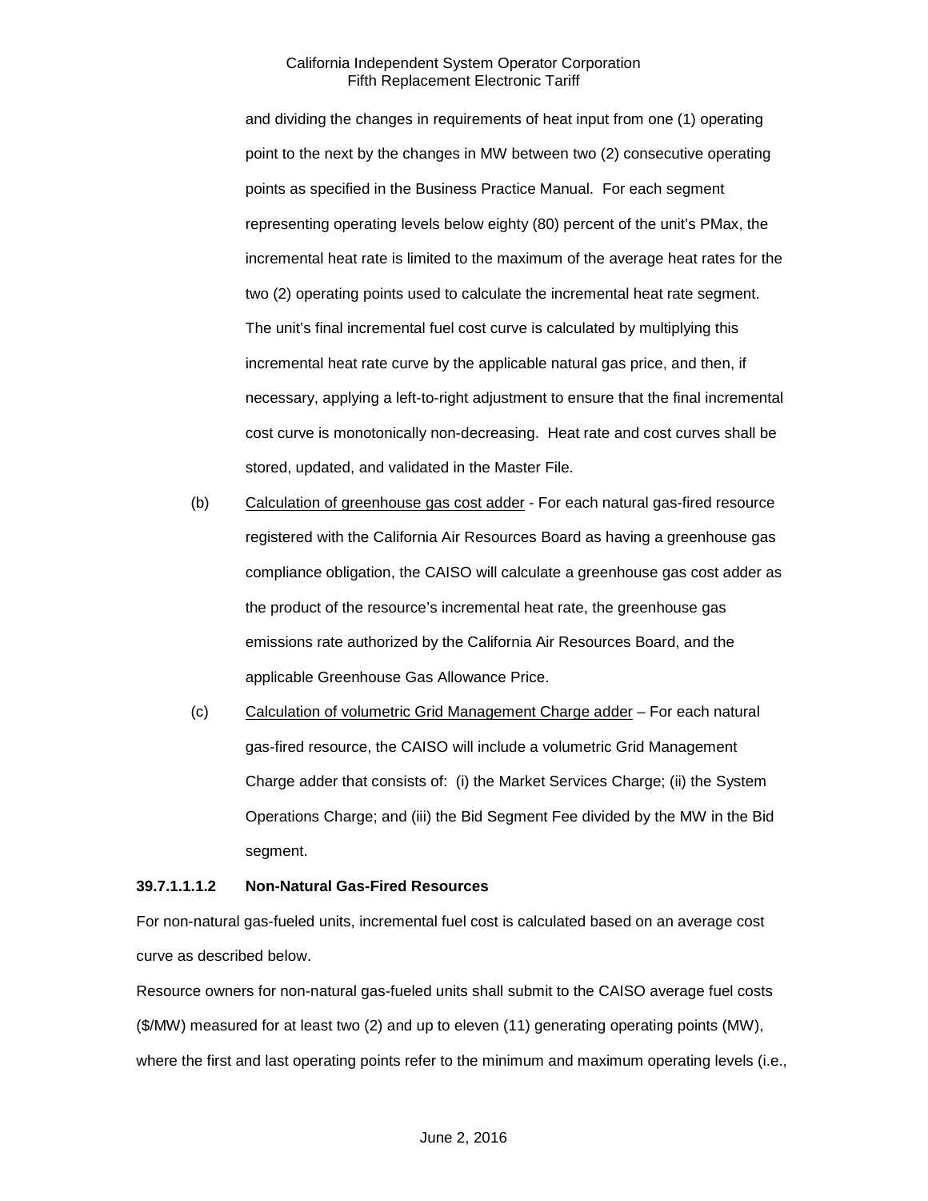and dividing the changes in requirements of heat input from one (1) operating point to the next by the changes in MW between two (2) consecutive operating points as specified in the Business Practice Manual. For each segment representing operating levels below eighty (80) percent of the unit's PMax, the incremental heat rate is limited to the maximum of the average heat rates for the two (2) operating points used to calculate the incremental heat rate segment. The unit's final incremental fuel cost curve is calculated by multiplying this incremental heat rate curve by the applicable natural gas price, and then, if necessary, applying a left-to-right adjustment to ensure that the final incremental cost curve is monotonically non-decreasing. Heat rate and cost curves shall be stored, updated, and validated in the Master File.

(b) Calculation of greenhouse gas cost adder - For each natural gas-fired resource registered with the California Air Resources Board as having a greenhouse gas compliance obligation, the CAISO will calculate a greenhouse gas cost adder as the product of the resource's incremental heat rate, the greenhouse gas emissions rate authorized by the California Air Resources Board, and the applicable Greenhouse Gas Allowance Price.

(c) Calculation of volumetric Grid Management Charge adder – For each natural gas-fired resource, the CAISO will include a volumetric Grid Management Charge adder that consists of: (i) the Market Services Charge; (ii) the System Operations Charge; and (iii) the Bid Segment Fee divided by the MW in the Bid segment.

**39.7.1.1.1.2 Non-Natural Gas-Fired Resources**

For non-natural gas-fueled units, incremental fuel cost is calculated based on an average cost curve as described below.

Resource owners for non-natural gas-fueled units shall submit to the CAISO average fuel costs ($/MW) measured for at least two (2) and up to eleven (11) generating operating points (MW), where the first and last operating points refer to the minimum and maximum operating levels (i.e.,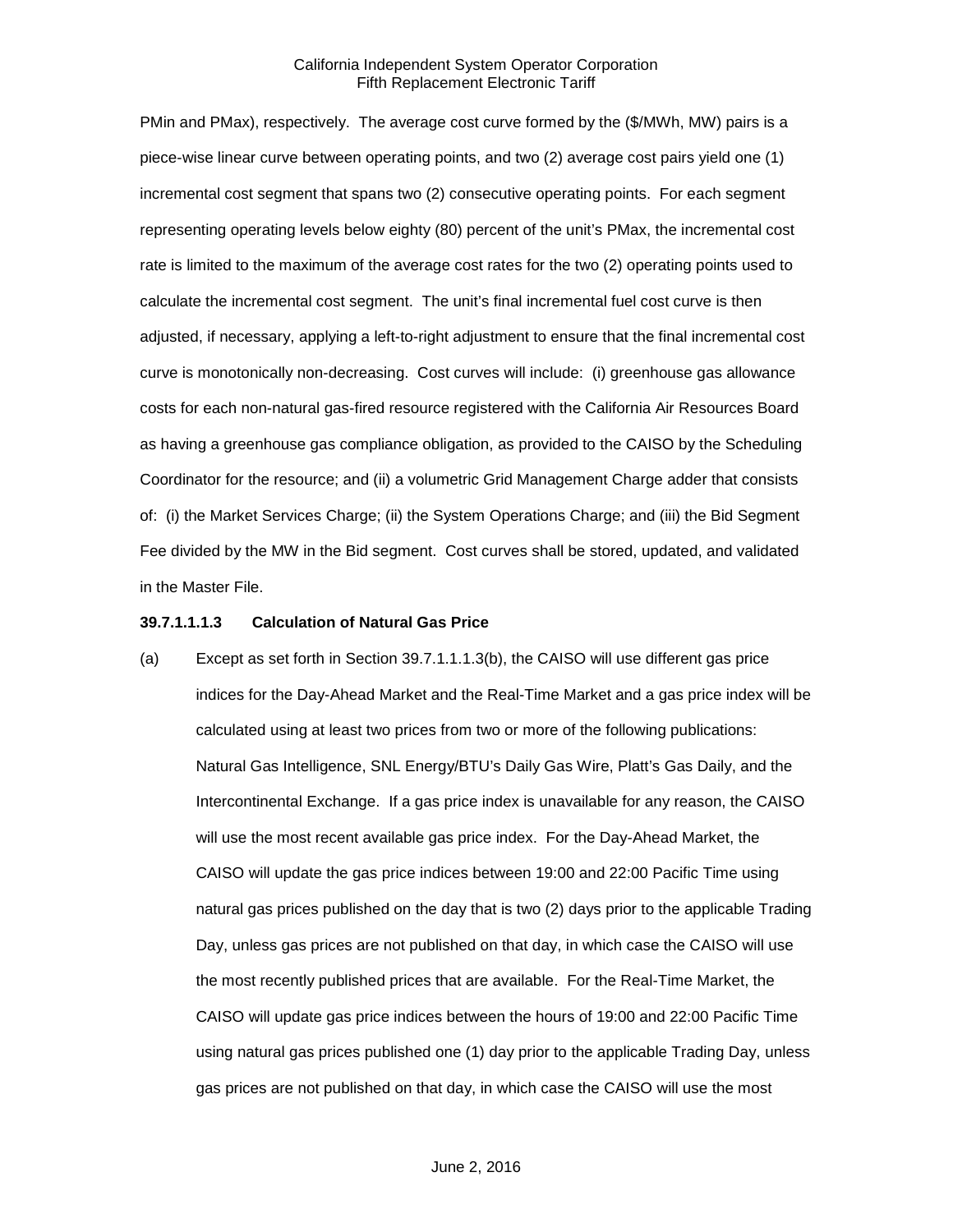PMin and PMax), respectively. The average cost curve formed by the ($/MWh, MW) pairs is a piece-wise linear curve between operating points, and two (2) average cost pairs yield one (1) incremental cost segment that spans two (2) consecutive operating points. For each segment representing operating levels below eighty (80) percent of the unit's PMax, the incremental cost rate is limited to the maximum of the average cost rates for the two (2) operating points used to calculate the incremental cost segment. The unit's final incremental fuel cost curve is then adjusted, if necessary, applying a left-to-right adjustment to ensure that the final incremental cost curve is monotonically non-decreasing. Cost curves will include: (i) greenhouse gas allowance costs for each non-natural gas-fired resource registered with the California Air Resources Board as having a greenhouse gas compliance obligation, as provided to the CAISO by the Scheduling Coordinator for the resource; and (ii) a volumetric Grid Management Charge adder that consists of: (i) the Market Services Charge; (ii) the System Operations Charge; and (iii) the Bid Segment Fee divided by the MW in the Bid segment. Cost curves shall be stored, updated, and validated in the Master File.

**39.7.1.1.1.3 Calculation of Natural Gas Price**

(a) Except as set forth in Section 39.7.1.1.1.3(b), the CAISO will use different gas price indices for the Day-Ahead Market and the Real-Time Market and a gas price index will be calculated using at least two prices from two or more of the following publications: Natural Gas Intelligence, SNL Energy/BTU's Daily Gas Wire, Platt's Gas Daily, and the Intercontinental Exchange. If a gas price index is unavailable for any reason, the CAISO will use the most recent available gas price index. For the Day-Ahead Market, the CAISO will update the gas price indices between 19:00 and 22:00 Pacific Time using natural gas prices published on the day that is two (2) days prior to the applicable Trading Day, unless gas prices are not published on that day, in which case the CAISO will use the most recently published prices that are available. For the Real-Time Market, the CAISO will update gas price indices between the hours of 19:00 and 22:00 Pacific Time using natural gas prices published one (1) day prior to the applicable Trading Day, unless gas prices are not published on that day, in which case the CAISO will use the most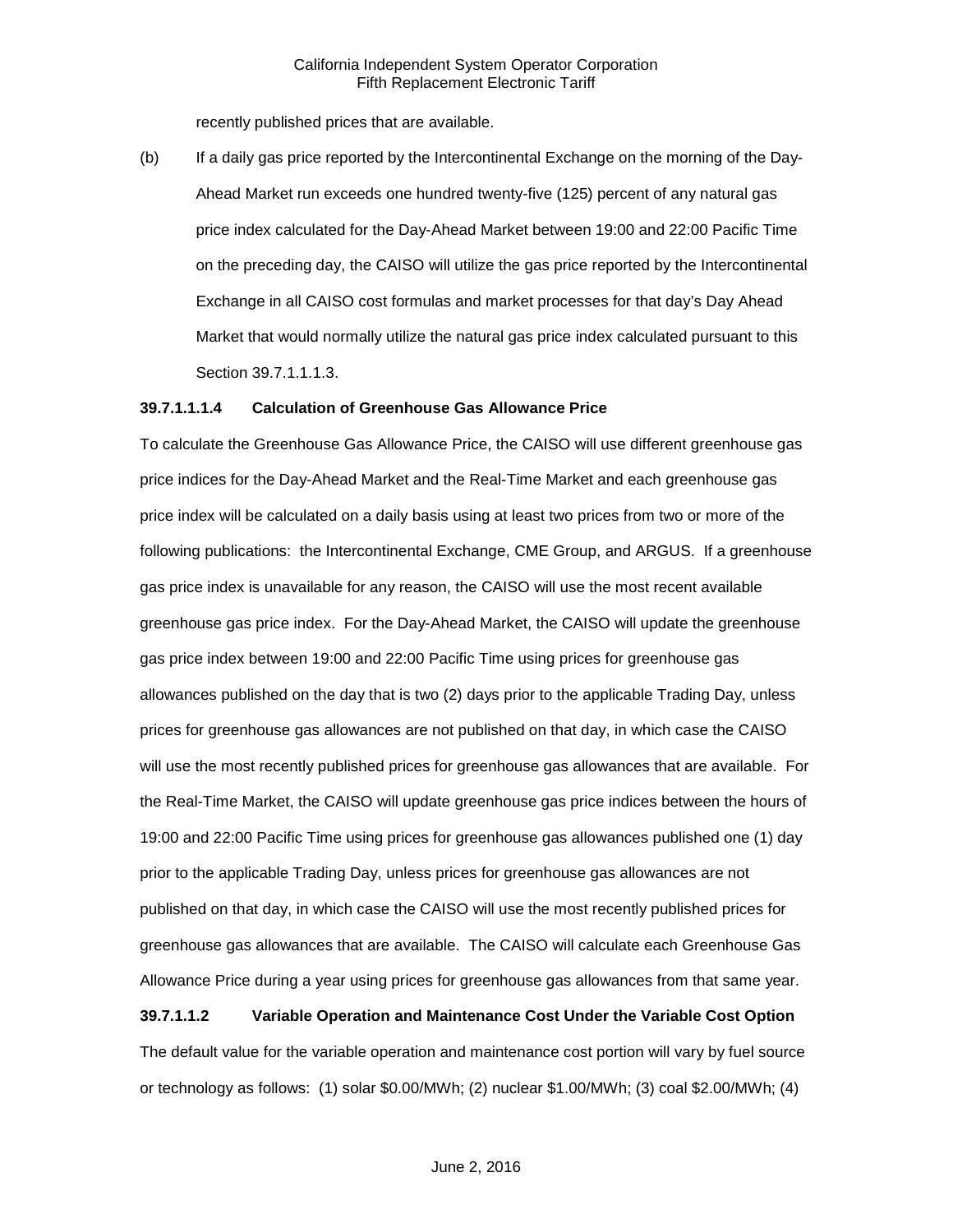recently published prices that are available.

(b) If a daily gas price reported by the Intercontinental Exchange on the morning of the Day-Ahead Market run exceeds one hundred twenty-five (125) percent of any natural gas price index calculated for the Day-Ahead Market between 19:00 and 22:00 Pacific Time on the preceding day, the CAISO will utilize the gas price reported by the Intercontinental Exchange in all CAISO cost formulas and market processes for that day's Day Ahead Market that would normally utilize the natural gas price index calculated pursuant to this Section 39.7.1.1.1.3.

**39.7.1.1.1.4 Calculation of Greenhouse Gas Allowance Price**

To calculate the Greenhouse Gas Allowance Price, the CAISO will use different greenhouse gas price indices for the Day-Ahead Market and the Real-Time Market and each greenhouse gas price index will be calculated on a daily basis using at least two prices from two or more of the following publications: the Intercontinental Exchange, CME Group, and ARGUS. If a greenhouse gas price index is unavailable for any reason, the CAISO will use the most recent available greenhouse gas price index. For the Day-Ahead Market, the CAISO will update the greenhouse gas price index between 19:00 and 22:00 Pacific Time using prices for greenhouse gas allowances published on the day that is two (2) days prior to the applicable Trading Day, unless prices for greenhouse gas allowances are not published on that day, in which case the CAISO will use the most recently published prices for greenhouse gas allowances that are available. For the Real-Time Market, the CAISO will update greenhouse gas price indices between the hours of 19:00 and 22:00 Pacific Time using prices for greenhouse gas allowances published one (1) day prior to the applicable Trading Day, unless prices for greenhouse gas allowances are not published on that day, in which case the CAISO will use the most recently published prices for greenhouse gas allowances that are available. The CAISO will calculate each Greenhouse Gas Allowance Price during a year using prices for greenhouse gas allowances from that same year.

**39.7.1.1.2 Variable Operation and Maintenance Cost Under the Variable Cost Option**

The default value for the variable operation and maintenance cost portion will vary by fuel source or technology as follows: (1) solar \$0.00/MWh; (2) nuclear \$1.00/MWh; (3) coal \$2.00/MWh; (4)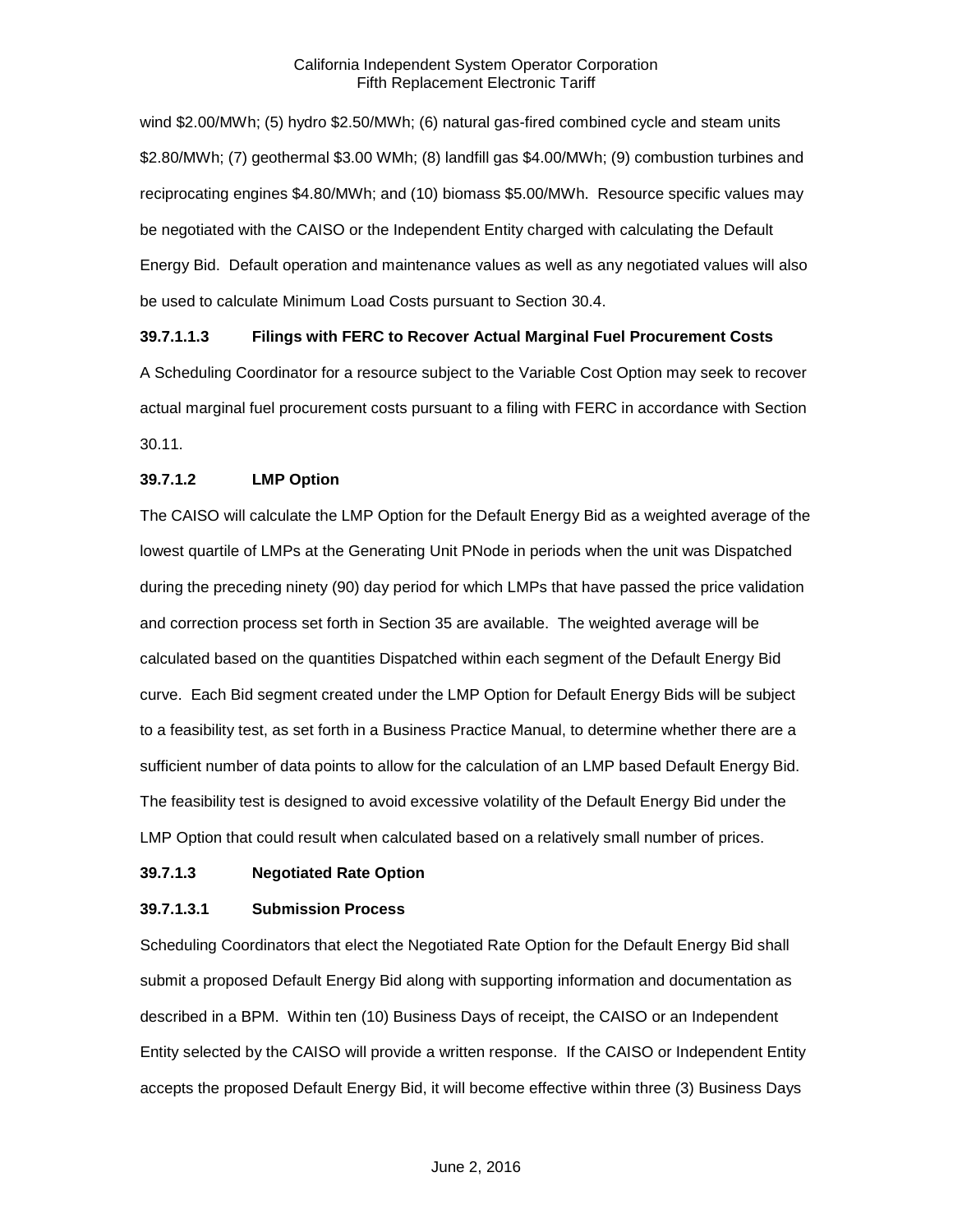wind $2.00/MWh; (5) hydro $2.50/MWh; (6) natural gas-fired combined cycle and steam units $2.80/MWh; (7) geothermal $3.00 WMh; (8) landfill gas $4.00/MWh; (9) combustion turbines and reciprocating engines $4.80/MWh; and (10) biomass $5.00/MWh. Resource specific values may be negotiated with the CAISO or the Independent Entity charged with calculating the Default Energy Bid. Default operation and maintenance values as well as any negotiated values will also be used to calculate Minimum Load Costs pursuant to Section 30.4.

**39.7.1.1.3 Filings with FERC to Recover Actual Marginal Fuel Procurement Costs**

A Scheduling Coordinator for a resource subject to the Variable Cost Option may seek to recover actual marginal fuel procurement costs pursuant to a filing with FERC in accordance with Section 30.11.

**39.7.1.2 LMP Option**

The CAISO will calculate the LMP Option for the Default Energy Bid as a weighted average of the lowest quartile of LMPs at the Generating Unit PNode in periods when the unit was Dispatched during the preceding ninety (90) day period for which LMPs that have passed the price validation and correction process set forth in Section 35 are available. The weighted average will be calculated based on the quantities Dispatched within each segment of the Default Energy Bid curve. Each Bid segment created under the LMP Option for Default Energy Bids will be subject to a feasibility test, as set forth in a Business Practice Manual, to determine whether there are a sufficient number of data points to allow for the calculation of an LMP based Default Energy Bid. The feasibility test is designed to avoid excessive volatility of the Default Energy Bid under the LMP Option that could result when calculated based on a relatively small number of prices.

**39.7.1.3 Negotiated Rate Option**

**39.7.1.3.1 Submission Process**

Scheduling Coordinators that elect the Negotiated Rate Option for the Default Energy Bid shall submit a proposed Default Energy Bid along with supporting information and documentation as described in a BPM. Within ten (10) Business Days of receipt, the CAISO or an Independent Entity selected by the CAISO will provide a written response. If the CAISO or Independent Entity accepts the proposed Default Energy Bid, it will become effective within three (3) Business Days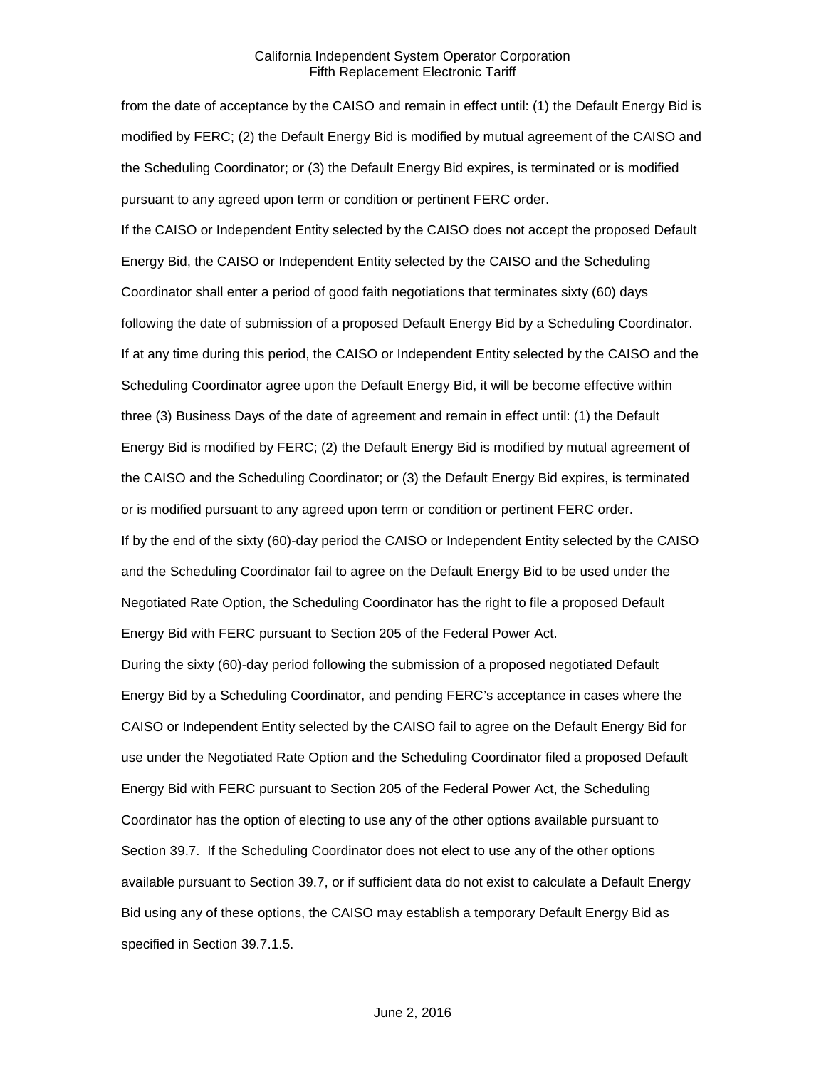from the date of acceptance by the CAISO and remain in effect until: (1) the Default Energy Bid is modified by FERC; (2) the Default Energy Bid is modified by mutual agreement of the CAISO and the Scheduling Coordinator; or (3) the Default Energy Bid expires, is terminated or is modified pursuant to any agreed upon term or condition or pertinent FERC order.

If the CAISO or Independent Entity selected by the CAISO does not accept the proposed Default Energy Bid, the CAISO or Independent Entity selected by the CAISO and the Scheduling Coordinator shall enter a period of good faith negotiations that terminates sixty (60) days following the date of submission of a proposed Default Energy Bid by a Scheduling Coordinator. If at any time during this period, the CAISO or Independent Entity selected by the CAISO and the Scheduling Coordinator agree upon the Default Energy Bid, it will be become effective within three (3) Business Days of the date of agreement and remain in effect until: (1) the Default Energy Bid is modified by FERC; (2) the Default Energy Bid is modified by mutual agreement of the CAISO and the Scheduling Coordinator; or (3) the Default Energy Bid expires, is terminated or is modified pursuant to any agreed upon term or condition or pertinent FERC order.

If by the end of the sixty (60)-day period the CAISO or Independent Entity selected by the CAISO and the Scheduling Coordinator fail to agree on the Default Energy Bid to be used under the Negotiated Rate Option, the Scheduling Coordinator has the right to file a proposed Default Energy Bid with FERC pursuant to Section 205 of the Federal Power Act.

During the sixty (60)-day period following the submission of a proposed negotiated Default Energy Bid by a Scheduling Coordinator, and pending FERC's acceptance in cases where the CAISO or Independent Entity selected by the CAISO fail to agree on the Default Energy Bid for use under the Negotiated Rate Option and the Scheduling Coordinator filed a proposed Default Energy Bid with FERC pursuant to Section 205 of the Federal Power Act, the Scheduling Coordinator has the option of electing to use any of the other options available pursuant to Section 39.7. If the Scheduling Coordinator does not elect to use any of the other options available pursuant to Section 39.7, or if sufficient data do not exist to calculate a Default Energy Bid using any of these options, the CAISO may establish a temporary Default Energy Bid as specified in Section 39.7.1.5.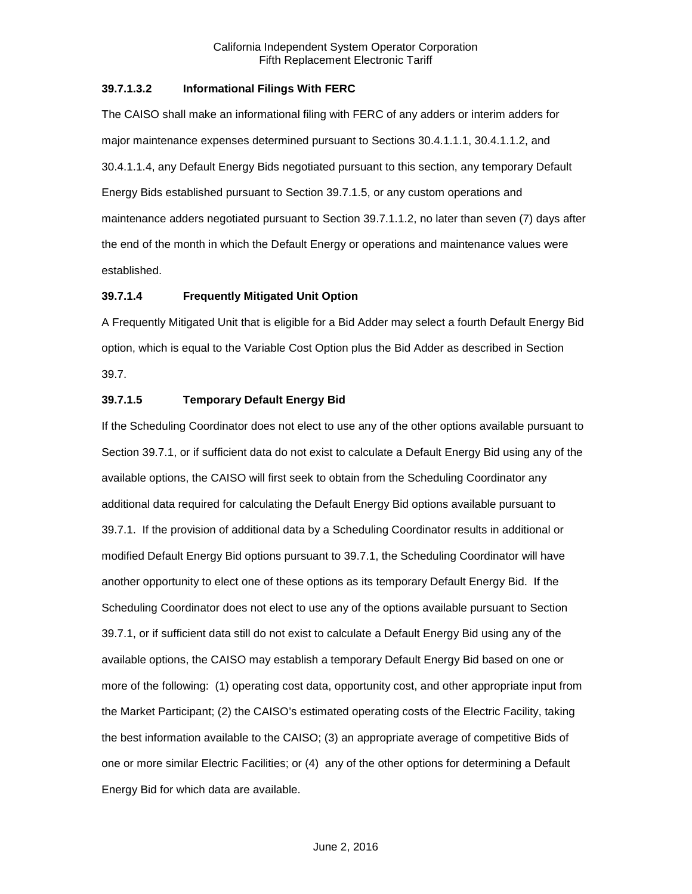### 39.7.1.3.2 Informational Filings With FERC

The CAISO shall make an informational filing with FERC of any adders or interim adders for major maintenance expenses determined pursuant to Sections 30.4.1.1.1, 30.4.1.1.2, and 30.4.1.1.4, any Default Energy Bids negotiated pursuant to this section, any temporary Default Energy Bids established pursuant to Section 39.7.1.5, or any custom operations and maintenance adders negotiated pursuant to Section 39.7.1.1.2, no later than seven (7) days after the end of the month in which the Default Energy or operations and maintenance values were established.

### 39.7.1.4 Frequently Mitigated Unit Option

A Frequently Mitigated Unit that is eligible for a Bid Adder may select a fourth Default Energy Bid option, which is equal to the Variable Cost Option plus the Bid Adder as described in Section 39.7.

### 39.7.1.5 Temporary Default Energy Bid

If the Scheduling Coordinator does not elect to use any of the other options available pursuant to Section 39.7.1, or if sufficient data do not exist to calculate a Default Energy Bid using any of the available options, the CAISO will first seek to obtain from the Scheduling Coordinator any additional data required for calculating the Default Energy Bid options available pursuant to 39.7.1. If the provision of additional data by a Scheduling Coordinator results in additional or modified Default Energy Bid options pursuant to 39.7.1, the Scheduling Coordinator will have another opportunity to elect one of these options as its temporary Default Energy Bid. If the Scheduling Coordinator does not elect to use any of the options available pursuant to Section 39.7.1, or if sufficient data still do not exist to calculate a Default Energy Bid using any of the available options, the CAISO may establish a temporary Default Energy Bid based on one or more of the following: (1) operating cost data, opportunity cost, and other appropriate input from the Market Participant; (2) the CAISO's estimated operating costs of the Electric Facility, taking the best information available to the CAISO; (3) an appropriate average of competitive Bids of one or more similar Electric Facilities; or (4) any of the other options for determining a Default Energy Bid for which data are available.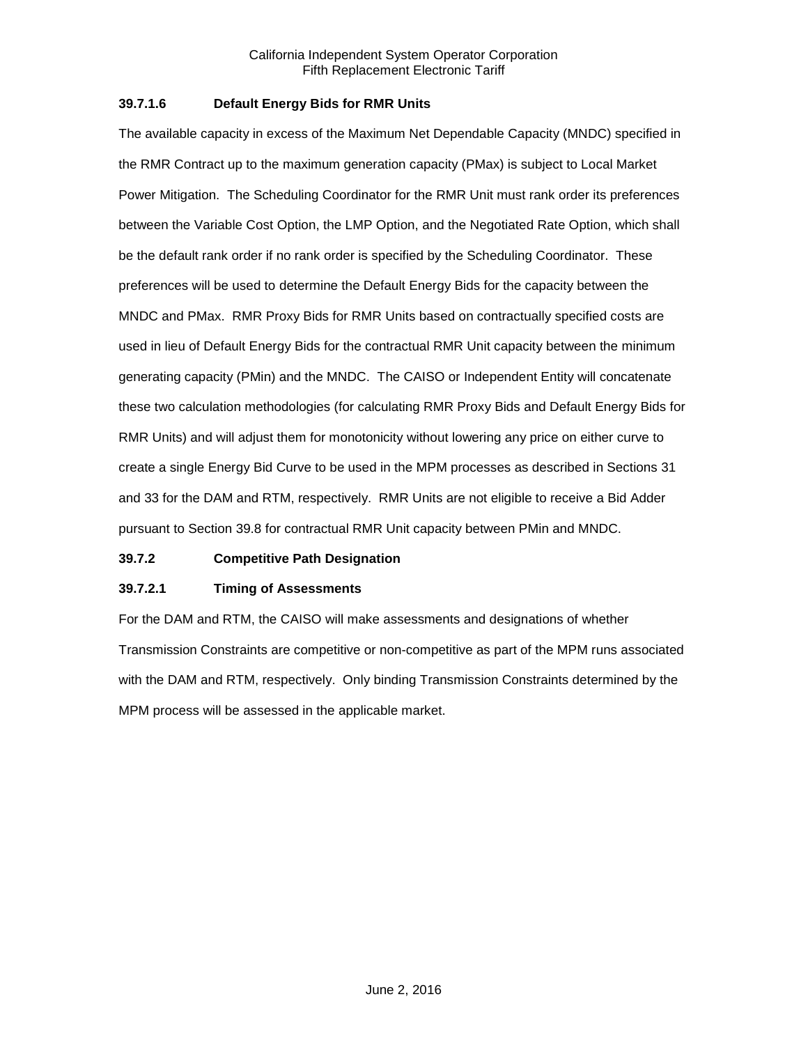### 39.7.1.6 Default Energy Bids for RMR Units

The available capacity in excess of the Maximum Net Dependable Capacity (MNDC) specified in the RMR Contract up to the maximum generation capacity (PMax) is subject to Local Market Power Mitigation. The Scheduling Coordinator for the RMR Unit must rank order its preferences between the Variable Cost Option, the LMP Option, and the Negotiated Rate Option, which shall be the default rank order if no rank order is specified by the Scheduling Coordinator. These preferences will be used to determine the Default Energy Bids for the capacity between the MNDC and PMax. RMR Proxy Bids for RMR Units based on contractually specified costs are used in lieu of Default Energy Bids for the contractual RMR Unit capacity between the minimum generating capacity (PMin) and the MNDC. The CAISO or Independent Entity will concatenate these two calculation methodologies (for calculating RMR Proxy Bids and Default Energy Bids for RMR Units) and will adjust them for monotonicity without lowering any price on either curve to create a single Energy Bid Curve to be used in the MPM processes as described in Sections 31 and 33 for the DAM and RTM, respectively. RMR Units are not eligible to receive a Bid Adder pursuant to Section 39.8 for contractual RMR Unit capacity between PMin and MNDC.

### 39.7.2 Competitive Path Designation

### 39.7.2.1 Timing of Assessments

For the DAM and RTM, the CAISO will make assessments and designations of whether Transmission Constraints are competitive or non-competitive as part of the MPM runs associated with the DAM and RTM, respectively. Only binding Transmission Constraints determined by the MPM process will be assessed in the applicable market.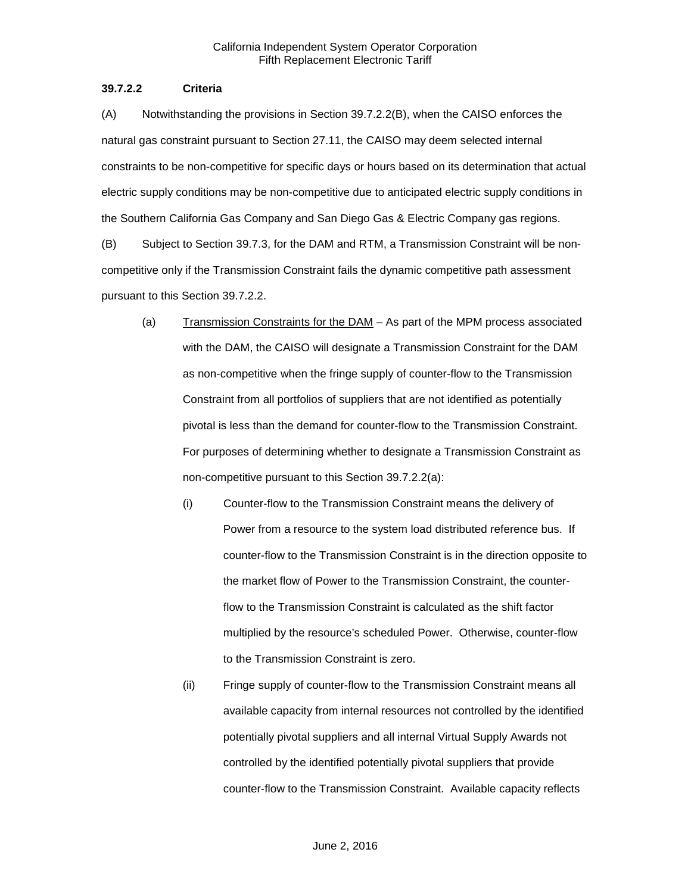### 39.7.2.2 Criteria

(A) Notwithstanding the provisions in Section 39.7.2.2(B), when the CAISO enforces the natural gas constraint pursuant to Section 27.11, the CAISO may deem selected internal constraints to be non-competitive for specific days or hours based on its determination that actual electric supply conditions may be non-competitive due to anticipated electric supply conditions in the Southern California Gas Company and San Diego Gas & Electric Company gas regions.

(B) Subject to Section 39.7.3, for the DAM and RTM, a Transmission Constraint will be non-competitive only if the Transmission Constraint fails the dynamic competitive path assessment pursuant to this Section 39.7.2.2.

> (a) Transmission Constraints for the DAM – As part of the MPM process associated with the DAM, the CAISO will designate a Transmission Constraint for the DAM as non-competitive when the fringe supply of counter-flow to the Transmission Constraint from all portfolios of suppliers that are not identified as potentially pivotal is less than the demand for counter-flow to the Transmission Constraint. For purposes of determining whether to designate a Transmission Constraint as non-competitive pursuant to this Section 39.7.2.2(a):
>
> > (i) Counter-flow to the Transmission Constraint means the delivery of Power from a resource to the system load distributed reference bus. If counter-flow to the Transmission Constraint is in the direction opposite to the market flow of Power to the Transmission Constraint, the counter-flow to the Transmission Constraint is calculated as the shift factor multiplied by the resource's scheduled Power. Otherwise, counter-flow to the Transmission Constraint is zero.
> >
> > (ii) Fringe supply of counter-flow to the Transmission Constraint means all available capacity from internal resources not controlled by the identified potentially pivotal suppliers and all internal Virtual Supply Awards not controlled by the identified potentially pivotal suppliers that provide counter-flow to the Transmission Constraint. Available capacity reflects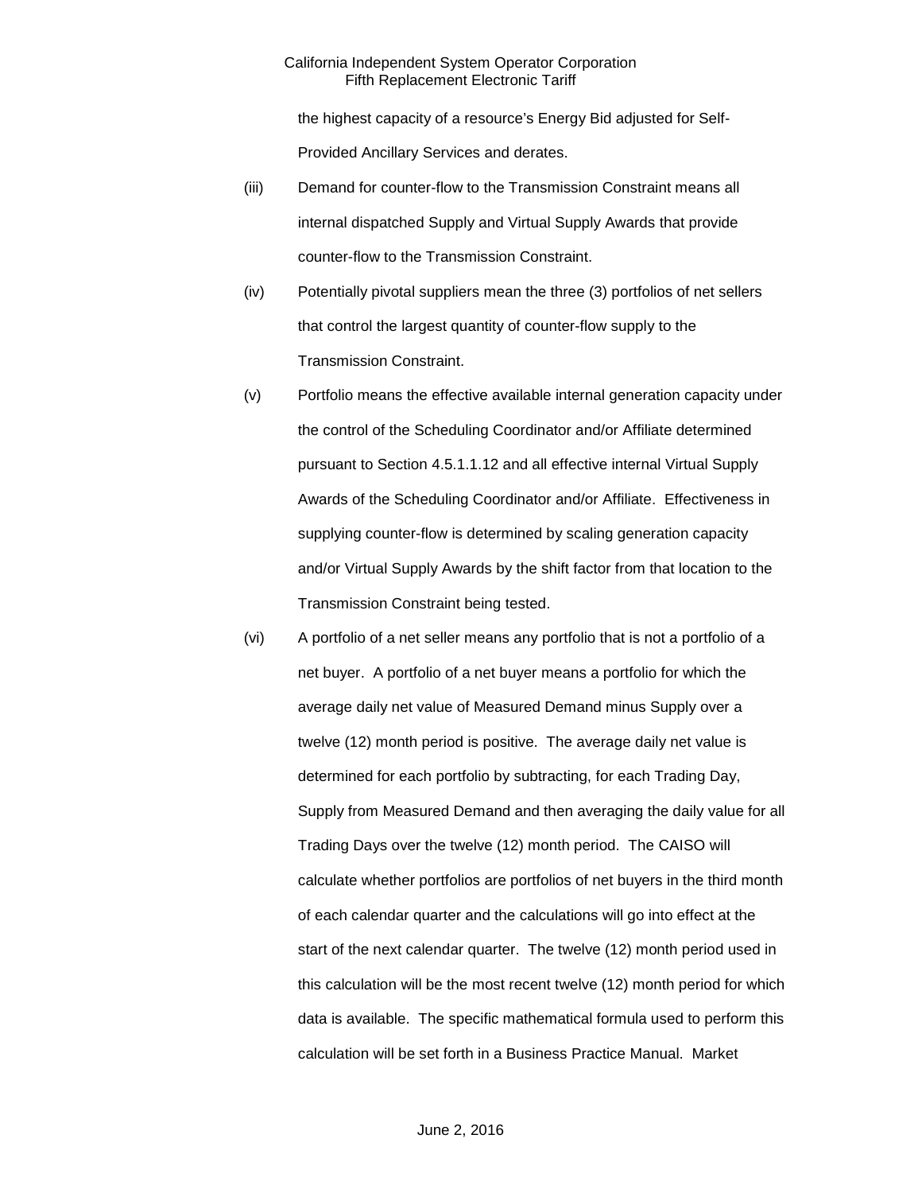the highest capacity of a resource's Energy Bid adjusted for Self-Provided Ancillary Services and derates.

(iii) Demand for counter-flow to the Transmission Constraint means all internal dispatched Supply and Virtual Supply Awards that provide counter-flow to the Transmission Constraint.

(iv) Potentially pivotal suppliers mean the three (3) portfolios of net sellers that control the largest quantity of counter-flow supply to the Transmission Constraint.

(v) Portfolio means the effective available internal generation capacity under the control of the Scheduling Coordinator and/or Affiliate determined pursuant to Section 4.5.1.1.12 and all effective internal Virtual Supply Awards of the Scheduling Coordinator and/or Affiliate. Effectiveness in supplying counter-flow is determined by scaling generation capacity and/or Virtual Supply Awards by the shift factor from that location to the Transmission Constraint being tested.

(vi) A portfolio of a net seller means any portfolio that is not a portfolio of a net buyer. A portfolio of a net buyer means a portfolio for which the average daily net value of Measured Demand minus Supply over a twelve (12) month period is positive. The average daily net value is determined for each portfolio by subtracting, for each Trading Day, Supply from Measured Demand and then averaging the daily value for all Trading Days over the twelve (12) month period. The CAISO will calculate whether portfolios are portfolios of net buyers in the third month of each calendar quarter and the calculations will go into effect at the start of the next calendar quarter. The twelve (12) month period used in this calculation will be the most recent twelve (12) month period for which data is available. The specific mathematical formula used to perform this calculation will be set forth in a Business Practice Manual. Market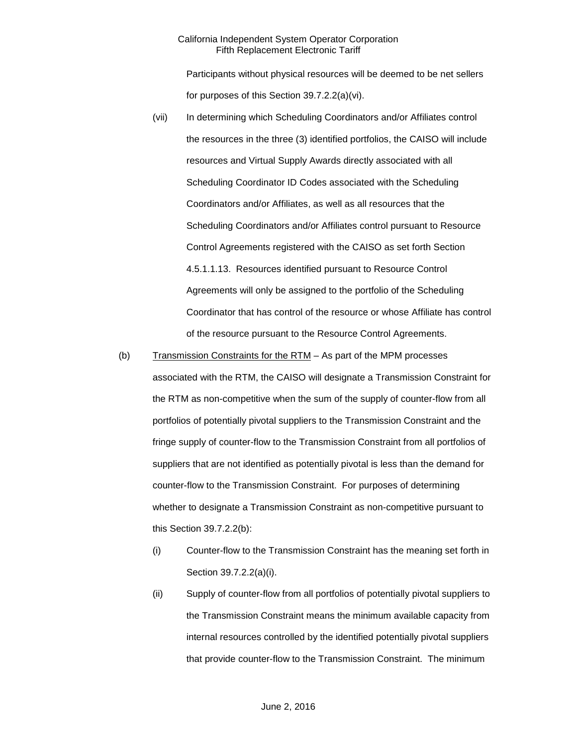Participants without physical resources will be deemed to be net sellers for purposes of this Section 39.7.2.2(a)(vi).

(vii) In determining which Scheduling Coordinators and/or Affiliates control the resources in the three (3) identified portfolios, the CAISO will include resources and Virtual Supply Awards directly associated with all Scheduling Coordinator ID Codes associated with the Scheduling Coordinators and/or Affiliates, as well as all resources that the Scheduling Coordinators and/or Affiliates control pursuant to Resource Control Agreements registered with the CAISO as set forth Section 4.5.1.1.13. Resources identified pursuant to Resource Control Agreements will only be assigned to the portfolio of the Scheduling Coordinator that has control of the resource or whose Affiliate has control of the resource pursuant to the Resource Control Agreements.

(b) Transmission Constraints for the RTM – As part of the MPM processes associated with the RTM, the CAISO will designate a Transmission Constraint for the RTM as non-competitive when the sum of the supply of counter-flow from all portfolios of potentially pivotal suppliers to the Transmission Constraint and the fringe supply of counter-flow to the Transmission Constraint from all portfolios of suppliers that are not identified as potentially pivotal is less than the demand for counter-flow to the Transmission Constraint. For purposes of determining whether to designate a Transmission Constraint as non-competitive pursuant to this Section 39.7.2.2(b):

(i) Counter-flow to the Transmission Constraint has the meaning set forth in Section 39.7.2.2(a)(i).

(ii) Supply of counter-flow from all portfolios of potentially pivotal suppliers to the Transmission Constraint means the minimum available capacity from internal resources controlled by the identified potentially pivotal suppliers that provide counter-flow to the Transmission Constraint. The minimum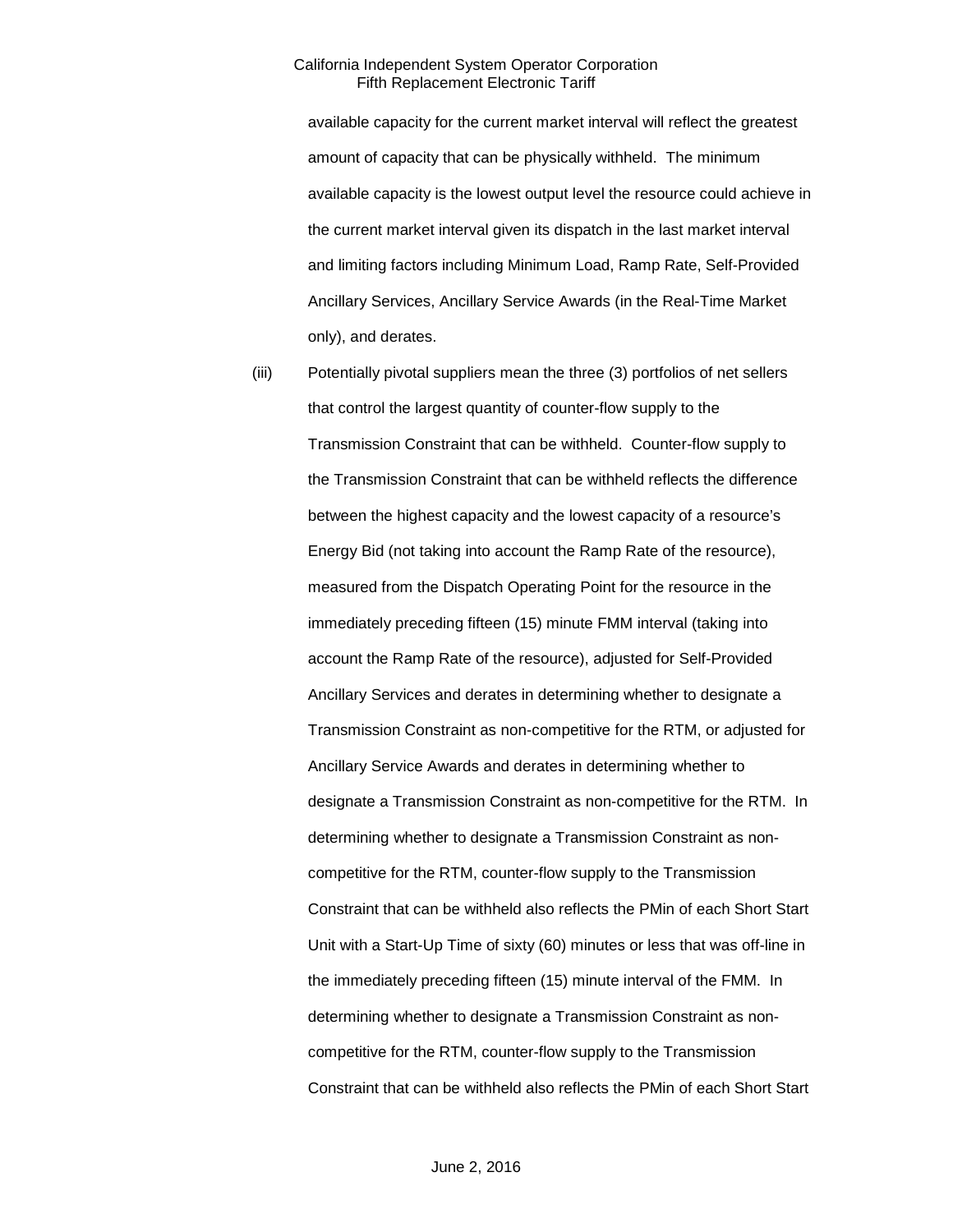available capacity for the current market interval will reflect the greatest amount of capacity that can be physically withheld. The minimum available capacity is the lowest output level the resource could achieve in the current market interval given its dispatch in the last market interval and limiting factors including Minimum Load, Ramp Rate, Self-Provided Ancillary Services, Ancillary Service Awards (in the Real-Time Market only), and derates.

(iii) Potentially pivotal suppliers mean the three (3) portfolios of net sellers that control the largest quantity of counter-flow supply to the Transmission Constraint that can be withheld. Counter-flow supply to the Transmission Constraint that can be withheld reflects the difference between the highest capacity and the lowest capacity of a resource's Energy Bid (not taking into account the Ramp Rate of the resource), measured from the Dispatch Operating Point for the resource in the immediately preceding fifteen (15) minute FMM interval (taking into account the Ramp Rate of the resource), adjusted for Self-Provided Ancillary Services and derates in determining whether to designate a Transmission Constraint as non-competitive for the RTM, or adjusted for Ancillary Service Awards and derates in determining whether to designate a Transmission Constraint as non-competitive for the RTM. In determining whether to designate a Transmission Constraint as non-competitive for the RTM, counter-flow supply to the Transmission Constraint that can be withheld also reflects the PMin of each Short Start Unit with a Start-Up Time of sixty (60) minutes or less that was off-line in the immediately preceding fifteen (15) minute interval of the FMM. In determining whether to designate a Transmission Constraint as non-competitive for the RTM, counter-flow supply to the Transmission Constraint that can be withheld also reflects the PMin of each Short Start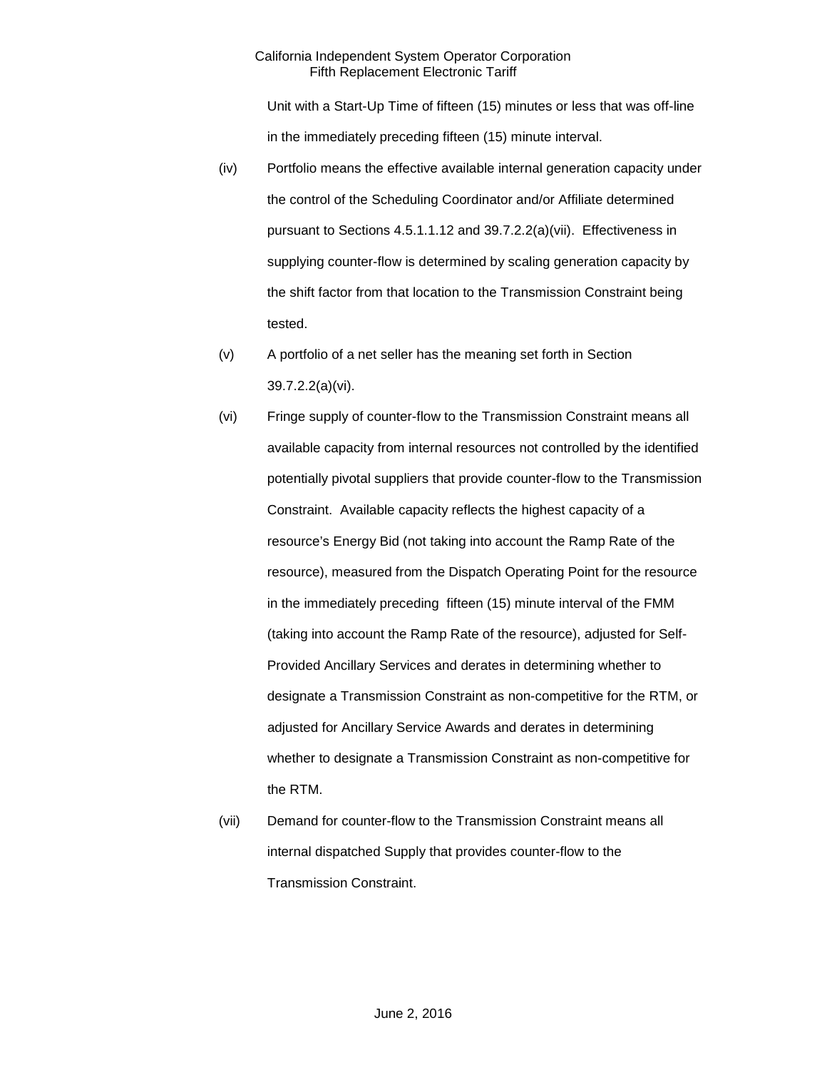Unit with a Start-Up Time of fifteen (15) minutes or less that was off-line in the immediately preceding fifteen (15) minute interval.

(iv) Portfolio means the effective available internal generation capacity under the control of the Scheduling Coordinator and/or Affiliate determined pursuant to Sections 4.5.1.1.12 and 39.7.2.2(a)(vii). Effectiveness in supplying counter-flow is determined by scaling generation capacity by the shift factor from that location to the Transmission Constraint being tested.

(v) A portfolio of a net seller has the meaning set forth in Section 39.7.2.2(a)(vi).

(vi) Fringe supply of counter-flow to the Transmission Constraint means all available capacity from internal resources not controlled by the identified potentially pivotal suppliers that provide counter-flow to the Transmission Constraint. Available capacity reflects the highest capacity of a resource's Energy Bid (not taking into account the Ramp Rate of the resource), measured from the Dispatch Operating Point for the resource in the immediately preceding fifteen (15) minute interval of the FMM (taking into account the Ramp Rate of the resource), adjusted for Self-Provided Ancillary Services and derates in determining whether to designate a Transmission Constraint as non-competitive for the RTM, or adjusted for Ancillary Service Awards and derates in determining whether to designate a Transmission Constraint as non-competitive for the RTM.

(vii) Demand for counter-flow to the Transmission Constraint means all internal dispatched Supply that provides counter-flow to the Transmission Constraint.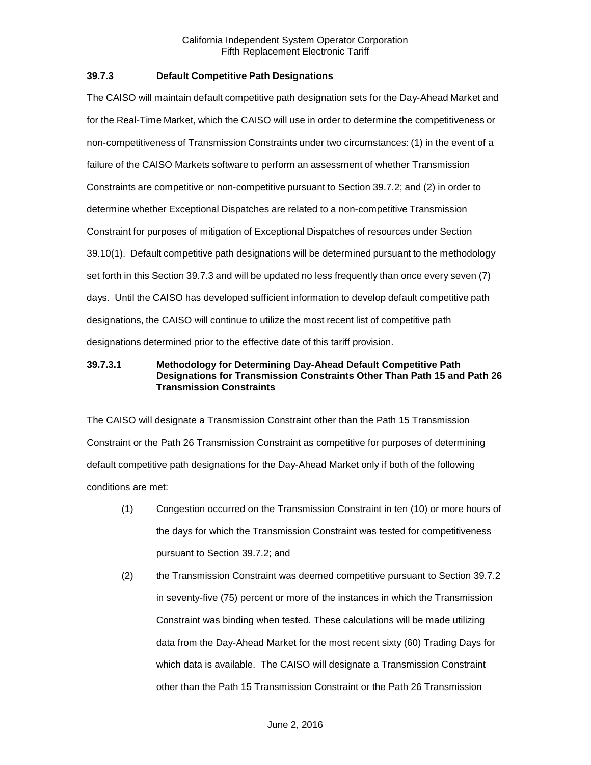### 39.7.3 Default Competitive Path Designations

The CAISO will maintain default competitive path designation sets for the Day-Ahead Market and for the Real-Time Market, which the CAISO will use in order to determine the competitiveness or non-competitiveness of Transmission Constraints under two circumstances: (1) in the event of a failure of the CAISO Markets software to perform an assessment of whether Transmission Constraints are competitive or non-competitive pursuant to Section 39.7.2; and (2) in order to determine whether Exceptional Dispatches are related to a non-competitive Transmission Constraint for purposes of mitigation of Exceptional Dispatches of resources under Section 39.10(1). Default competitive path designations will be determined pursuant to the methodology set forth in this Section 39.7.3 and will be updated no less frequently than once every seven (7) days. Until the CAISO has developed sufficient information to develop default competitive path designations, the CAISO will continue to utilize the most recent list of competitive path designations determined prior to the effective date of this tariff provision.

#### 39.7.3.1 Methodology for Determining Day-Ahead Default Competitive Path Designations for Transmission Constraints Other Than Path 15 and Path 26 Transmission Constraints

The CAISO will designate a Transmission Constraint other than the Path 15 Transmission Constraint or the Path 26 Transmission Constraint as competitive for purposes of determining default competitive path designations for the Day-Ahead Market only if both of the following conditions are met:

(1) Congestion occurred on the Transmission Constraint in ten (10) or more hours of the days for which the Transmission Constraint was tested for competitiveness pursuant to Section 39.7.2; and

(2) the Transmission Constraint was deemed competitive pursuant to Section 39.7.2 in seventy-five (75) percent or more of the instances in which the Transmission Constraint was binding when tested. These calculations will be made utilizing data from the Day-Ahead Market for the most recent sixty (60) Trading Days for which data is available. The CAISO will designate a Transmission Constraint other than the Path 15 Transmission Constraint or the Path 26 Transmission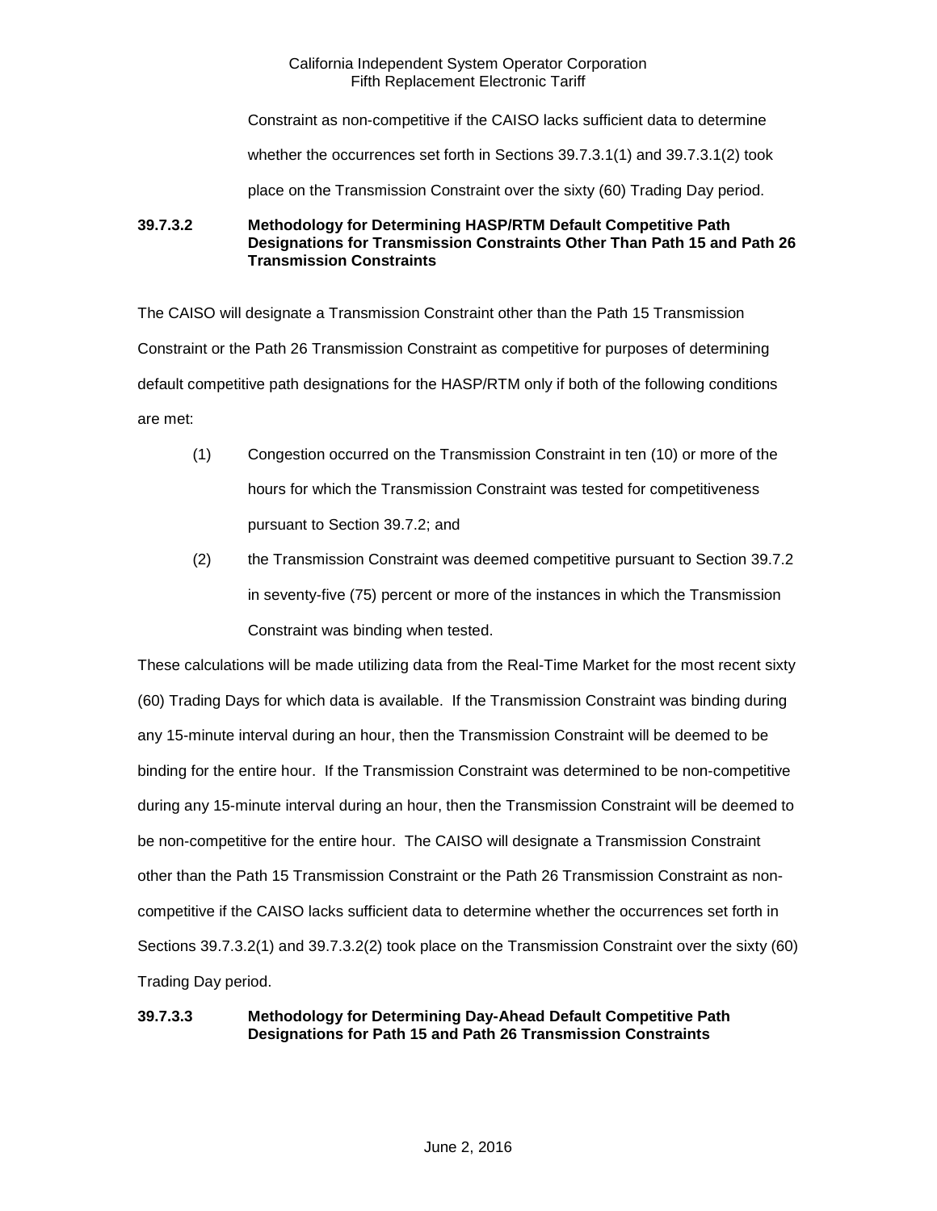Constraint as non-competitive if the CAISO lacks sufficient data to determine whether the occurrences set forth in Sections 39.7.3.1(1) and 39.7.3.1(2) took place on the Transmission Constraint over the sixty (60) Trading Day period.

**39.7.3.2 Methodology for Determining HASP/RTM Default Competitive Path Designations for Transmission Constraints Other Than Path 15 and Path 26 Transmission Constraints**

The CAISO will designate a Transmission Constraint other than the Path 15 Transmission Constraint or the Path 26 Transmission Constraint as competitive for purposes of determining default competitive path designations for the HASP/RTM only if both of the following conditions are met:

(1) Congestion occurred on the Transmission Constraint in ten (10) or more of the hours for which the Transmission Constraint was tested for competitiveness pursuant to Section 39.7.2; and

(2) the Transmission Constraint was deemed competitive pursuant to Section 39.7.2 in seventy-five (75) percent or more of the instances in which the Transmission Constraint was binding when tested.

These calculations will be made utilizing data from the Real-Time Market for the most recent sixty (60) Trading Days for which data is available. If the Transmission Constraint was binding during any 15-minute interval during an hour, then the Transmission Constraint will be deemed to be binding for the entire hour. If the Transmission Constraint was determined to be non-competitive during any 15-minute interval during an hour, then the Transmission Constraint will be deemed to be non-competitive for the entire hour. The CAISO will designate a Transmission Constraint other than the Path 15 Transmission Constraint or the Path 26 Transmission Constraint as non-competitive if the CAISO lacks sufficient data to determine whether the occurrences set forth in Sections 39.7.3.2(1) and 39.7.3.2(2) took place on the Transmission Constraint over the sixty (60) Trading Day period.

**39.7.3.3 Methodology for Determining Day-Ahead Default Competitive Path Designations for Path 15 and Path 26 Transmission Constraints**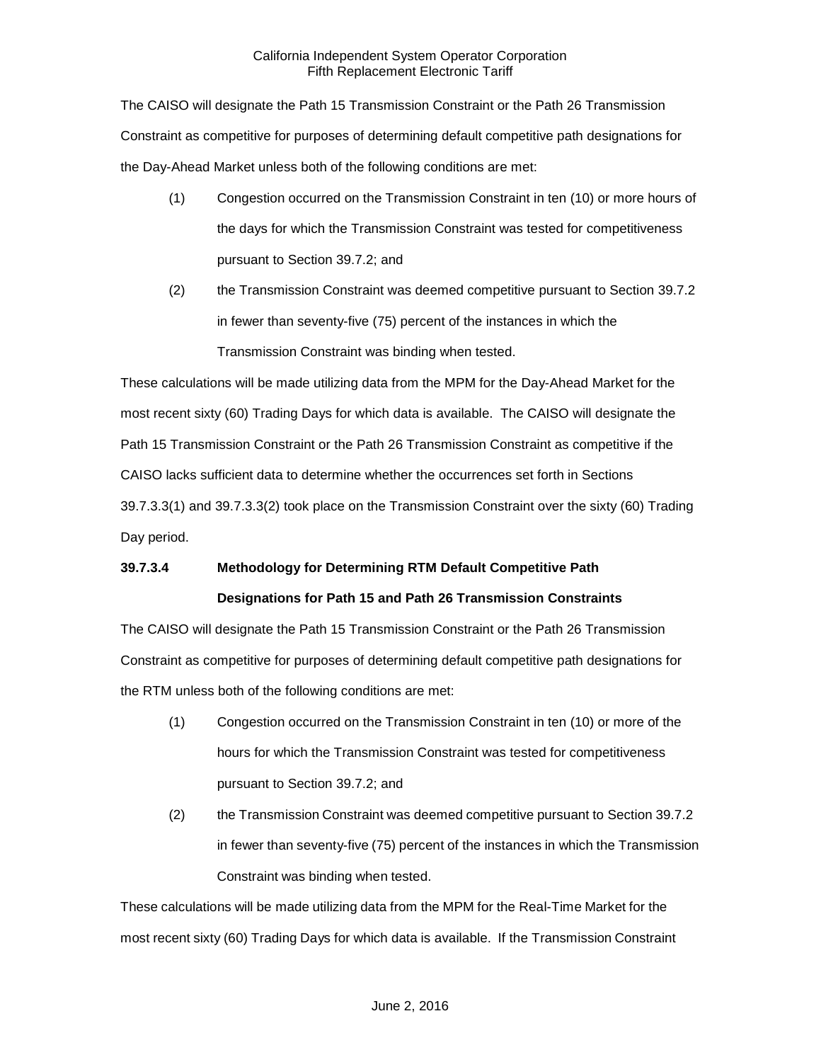The CAISO will designate the Path 15 Transmission Constraint or the Path 26 Transmission Constraint as competitive for purposes of determining default competitive path designations for the Day-Ahead Market unless both of the following conditions are met:

(1) Congestion occurred on the Transmission Constraint in ten (10) or more hours of the days for which the Transmission Constraint was tested for competitiveness pursuant to Section 39.7.2; and

(2) the Transmission Constraint was deemed competitive pursuant to Section 39.7.2 in fewer than seventy-five (75) percent of the instances in which the Transmission Constraint was binding when tested.

These calculations will be made utilizing data from the MPM for the Day-Ahead Market for the most recent sixty (60) Trading Days for which data is available. The CAISO will designate the Path 15 Transmission Constraint or the Path 26 Transmission Constraint as competitive if the CAISO lacks sufficient data to determine whether the occurrences set forth in Sections 39.7.3.3(1) and 39.7.3.3(2) took place on the Transmission Constraint over the sixty (60) Trading Day period.

**39.7.3.4 Methodology for Determining RTM Default Competitive Path Designations for Path 15 and Path 26 Transmission Constraints**

The CAISO will designate the Path 15 Transmission Constraint or the Path 26 Transmission Constraint as competitive for purposes of determining default competitive path designations for the RTM unless both of the following conditions are met:

(1) Congestion occurred on the Transmission Constraint in ten (10) or more of the hours for which the Transmission Constraint was tested for competitiveness pursuant to Section 39.7.2; and

(2) the Transmission Constraint was deemed competitive pursuant to Section 39.7.2 in fewer than seventy-five (75) percent of the instances in which the Transmission Constraint was binding when tested.

These calculations will be made utilizing data from the MPM for the Real-Time Market for the most recent sixty (60) Trading Days for which data is available. If the Transmission Constraint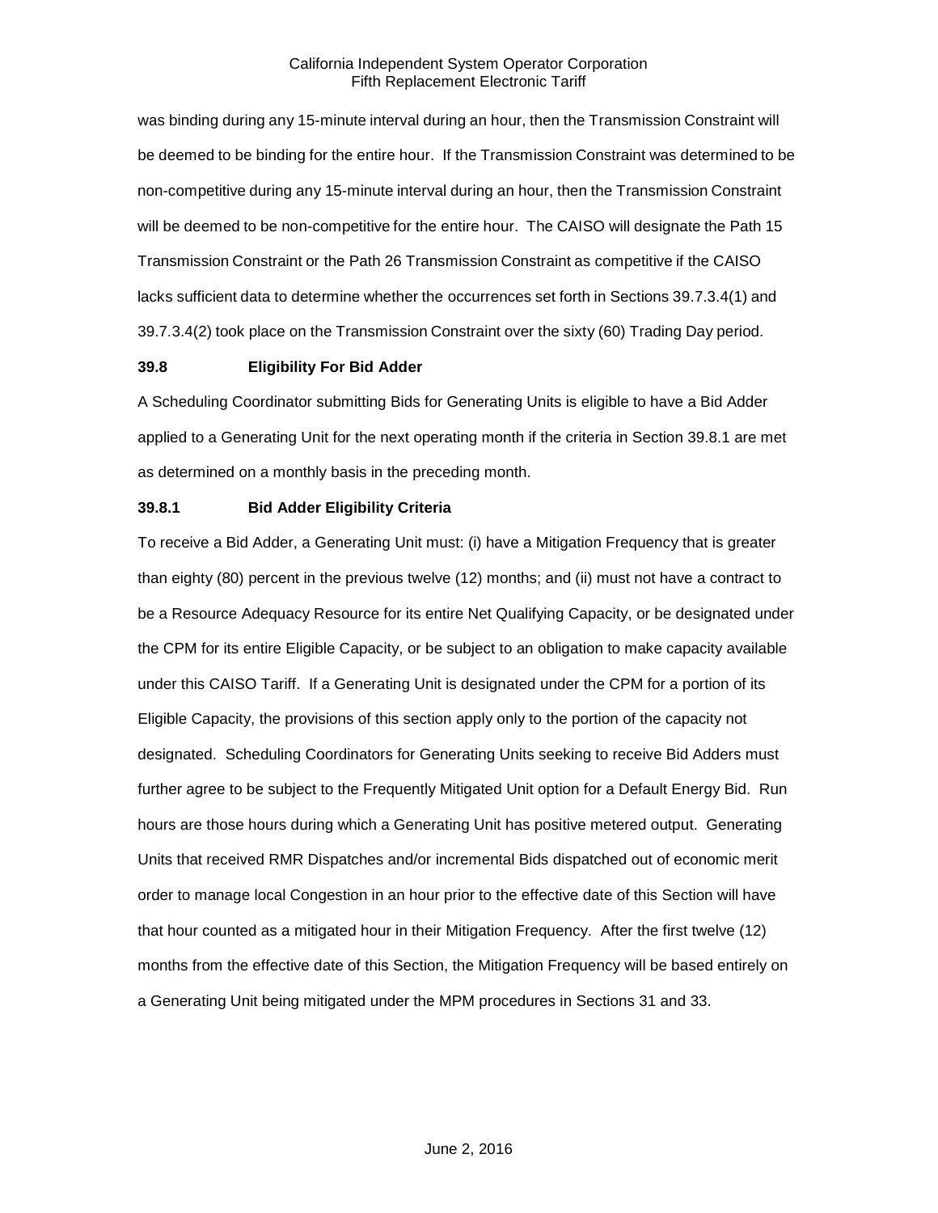was binding during any 15-minute interval during an hour, then the Transmission Constraint will be deemed to be binding for the entire hour. If the Transmission Constraint was determined to be non-competitive during any 15-minute interval during an hour, then the Transmission Constraint will be deemed to be non-competitive for the entire hour. The CAISO will designate the Path 15 Transmission Constraint or the Path 26 Transmission Constraint as competitive if the CAISO lacks sufficient data to determine whether the occurrences set forth in Sections 39.7.3.4(1) and 39.7.3.4(2) took place on the Transmission Constraint over the sixty (60) Trading Day period.

**39.8 Eligibility For Bid Adder**

A Scheduling Coordinator submitting Bids for Generating Units is eligible to have a Bid Adder applied to a Generating Unit for the next operating month if the criteria in Section 39.8.1 are met as determined on a monthly basis in the preceding month.

**39.8.1 Bid Adder Eligibility Criteria**

To receive a Bid Adder, a Generating Unit must: (i) have a Mitigation Frequency that is greater than eighty (80) percent in the previous twelve (12) months; and (ii) must not have a contract to be a Resource Adequacy Resource for its entire Net Qualifying Capacity, or be designated under the CPM for its entire Eligible Capacity, or be subject to an obligation to make capacity available under this CAISO Tariff. If a Generating Unit is designated under the CPM for a portion of its Eligible Capacity, the provisions of this section apply only to the portion of the capacity not designated. Scheduling Coordinators for Generating Units seeking to receive Bid Adders must further agree to be subject to the Frequently Mitigated Unit option for a Default Energy Bid. Run hours are those hours during which a Generating Unit has positive metered output. Generating Units that received RMR Dispatches and/or incremental Bids dispatched out of economic merit order to manage local Congestion in an hour prior to the effective date of this Section will have that hour counted as a mitigated hour in their Mitigation Frequency. After the first twelve (12) months from the effective date of this Section, the Mitigation Frequency will be based entirely on a Generating Unit being mitigated under the MPM procedures in Sections 31 and 33.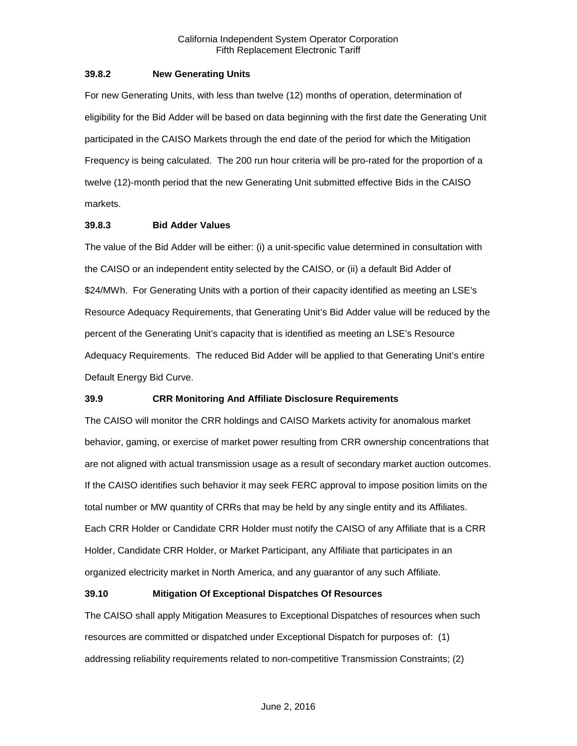### 39.8.2 New Generating Units

For new Generating Units, with less than twelve (12) months of operation, determination of eligibility for the Bid Adder will be based on data beginning with the first date the Generating Unit participated in the CAISO Markets through the end date of the period for which the Mitigation Frequency is being calculated. The 200 run hour criteria will be pro-rated for the proportion of a twelve (12)-month period that the new Generating Unit submitted effective Bids in the CAISO markets.

### 39.8.3 Bid Adder Values

The value of the Bid Adder will be either: (i) a unit-specific value determined in consultation with the CAISO or an independent entity selected by the CAISO, or (ii) a default Bid Adder of $24/MWh. For Generating Units with a portion of their capacity identified as meeting an LSE's Resource Adequacy Requirements, that Generating Unit's Bid Adder value will be reduced by the percent of the Generating Unit's capacity that is identified as meeting an LSE's Resource Adequacy Requirements. The reduced Bid Adder will be applied to that Generating Unit's entire Default Energy Bid Curve.

## 39.9 CRR Monitoring And Affiliate Disclosure Requirements

The CAISO will monitor the CRR holdings and CAISO Markets activity for anomalous market behavior, gaming, or exercise of market power resulting from CRR ownership concentrations that are not aligned with actual transmission usage as a result of secondary market auction outcomes. If the CAISO identifies such behavior it may seek FERC approval to impose position limits on the total number or MW quantity of CRRs that may be held by any single entity and its Affiliates. Each CRR Holder or Candidate CRR Holder must notify the CAISO of any Affiliate that is a CRR Holder, Candidate CRR Holder, or Market Participant, any Affiliate that participates in an organized electricity market in North America, and any guarantor of any such Affiliate.

## 39.10 Mitigation Of Exceptional Dispatches Of Resources

The CAISO shall apply Mitigation Measures to Exceptional Dispatches of resources when such resources are committed or dispatched under Exceptional Dispatch for purposes of: (1) addressing reliability requirements related to non-competitive Transmission Constraints; (2)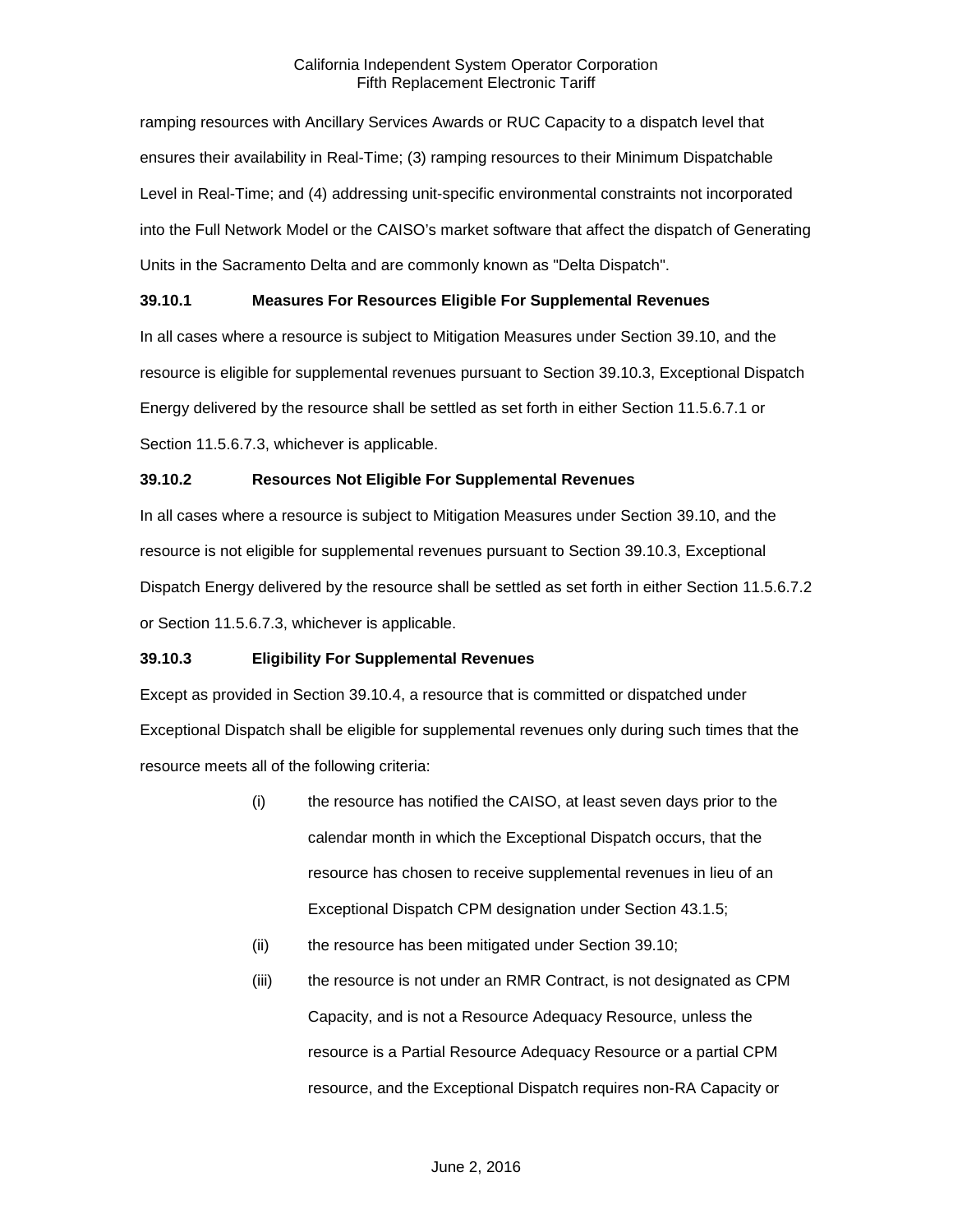ramping resources with Ancillary Services Awards or RUC Capacity to a dispatch level that ensures their availability in Real-Time; (3) ramping resources to their Minimum Dispatchable Level in Real-Time; and (4) addressing unit-specific environmental constraints not incorporated into the Full Network Model or the CAISO's market software that affect the dispatch of Generating Units in the Sacramento Delta and are commonly known as "Delta Dispatch".

**39.10.1 Measures For Resources Eligible For Supplemental Revenues**

In all cases where a resource is subject to Mitigation Measures under Section 39.10, and the resource is eligible for supplemental revenues pursuant to Section 39.10.3, Exceptional Dispatch Energy delivered by the resource shall be settled as set forth in either Section 11.5.6.7.1 or Section 11.5.6.7.3, whichever is applicable.

**39.10.2 Resources Not Eligible For Supplemental Revenues**

In all cases where a resource is subject to Mitigation Measures under Section 39.10, and the resource is not eligible for supplemental revenues pursuant to Section 39.10.3, Exceptional Dispatch Energy delivered by the resource shall be settled as set forth in either Section 11.5.6.7.2 or Section 11.5.6.7.3, whichever is applicable.

**39.10.3 Eligibility For Supplemental Revenues**

Except as provided in Section 39.10.4, a resource that is committed or dispatched under Exceptional Dispatch shall be eligible for supplemental revenues only during such times that the resource meets all of the following criteria:

(i) the resource has notified the CAISO, at least seven days prior to the calendar month in which the Exceptional Dispatch occurs, that the resource has chosen to receive supplemental revenues in lieu of an Exceptional Dispatch CPM designation under Section 43.1.5;

(ii) the resource has been mitigated under Section 39.10;

(iii) the resource is not under an RMR Contract, is not designated as CPM Capacity, and is not a Resource Adequacy Resource, unless the resource is a Partial Resource Adequacy Resource or a partial CPM resource, and the Exceptional Dispatch requires non-RA Capacity or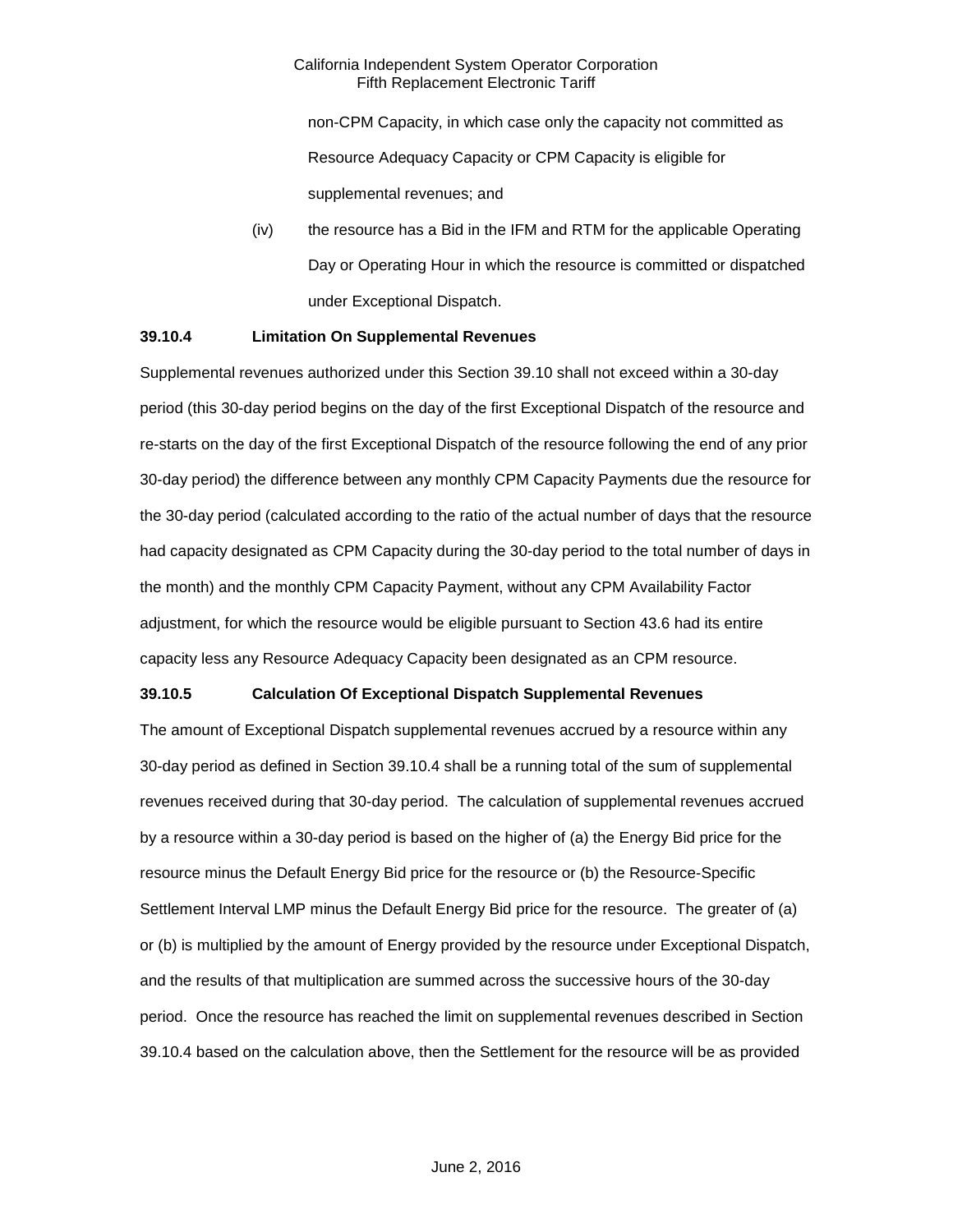non-CPM Capacity, in which case only the capacity not committed as Resource Adequacy Capacity or CPM Capacity is eligible for supplemental revenues; and

(iv) the resource has a Bid in the IFM and RTM for the applicable Operating Day or Operating Hour in which the resource is committed or dispatched under Exceptional Dispatch.

**39.10.4 Limitation On Supplemental Revenues**

Supplemental revenues authorized under this Section 39.10 shall not exceed within a 30-day period (this 30-day period begins on the day of the first Exceptional Dispatch of the resource and re-starts on the day of the first Exceptional Dispatch of the resource following the end of any prior 30-day period) the difference between any monthly CPM Capacity Payments due the resource for the 30-day period (calculated according to the ratio of the actual number of days that the resource had capacity designated as CPM Capacity during the 30-day period to the total number of days in the month) and the monthly CPM Capacity Payment, without any CPM Availability Factor adjustment, for which the resource would be eligible pursuant to Section 43.6 had its entire capacity less any Resource Adequacy Capacity been designated as an CPM resource.

**39.10.5 Calculation Of Exceptional Dispatch Supplemental Revenues**

The amount of Exceptional Dispatch supplemental revenues accrued by a resource within any 30-day period as defined in Section 39.10.4 shall be a running total of the sum of supplemental revenues received during that 30-day period. The calculation of supplemental revenues accrued by a resource within a 30-day period is based on the higher of (a) the Energy Bid price for the resource minus the Default Energy Bid price for the resource or (b) the Resource-Specific Settlement Interval LMP minus the Default Energy Bid price for the resource. The greater of (a) or (b) is multiplied by the amount of Energy provided by the resource under Exceptional Dispatch, and the results of that multiplication are summed across the successive hours of the 30-day period. Once the resource has reached the limit on supplemental revenues described in Section 39.10.4 based on the calculation above, then the Settlement for the resource will be as provided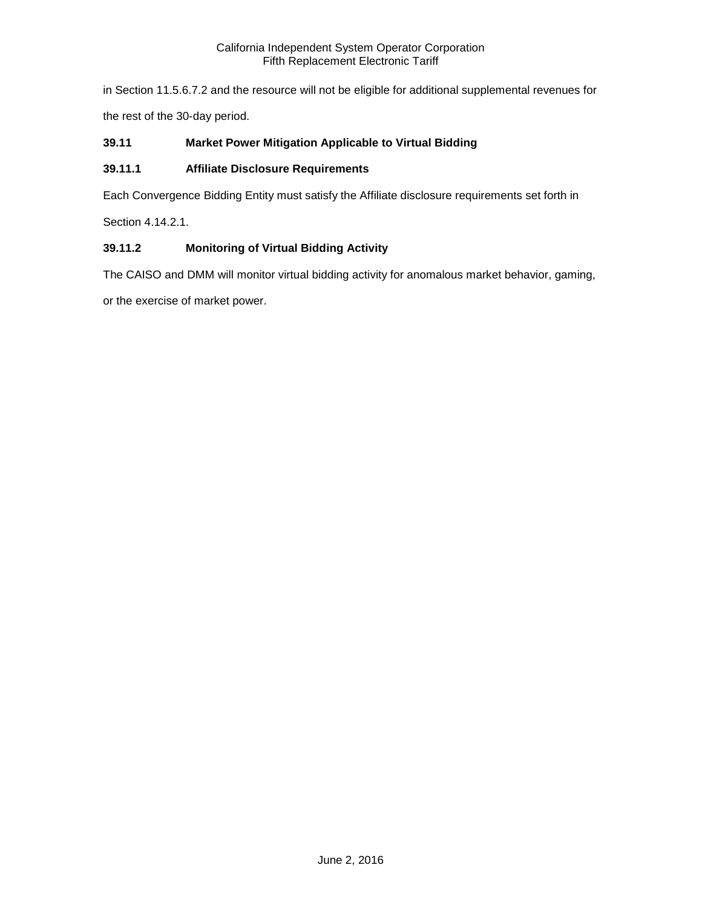in Section 11.5.6.7.2 and the resource will not be eligible for additional supplemental revenues for the rest of the 30-day period.

### 39.11 Market Power Mitigation Applicable to Virtual Bidding

#### 39.11.1 Affiliate Disclosure Requirements

Each Convergence Bidding Entity must satisfy the Affiliate disclosure requirements set forth in Section 4.14.2.1.

#### 39.11.2 Monitoring of Virtual Bidding Activity

The CAISO and DMM will monitor virtual bidding activity for anomalous market behavior, gaming, or the exercise of market power.